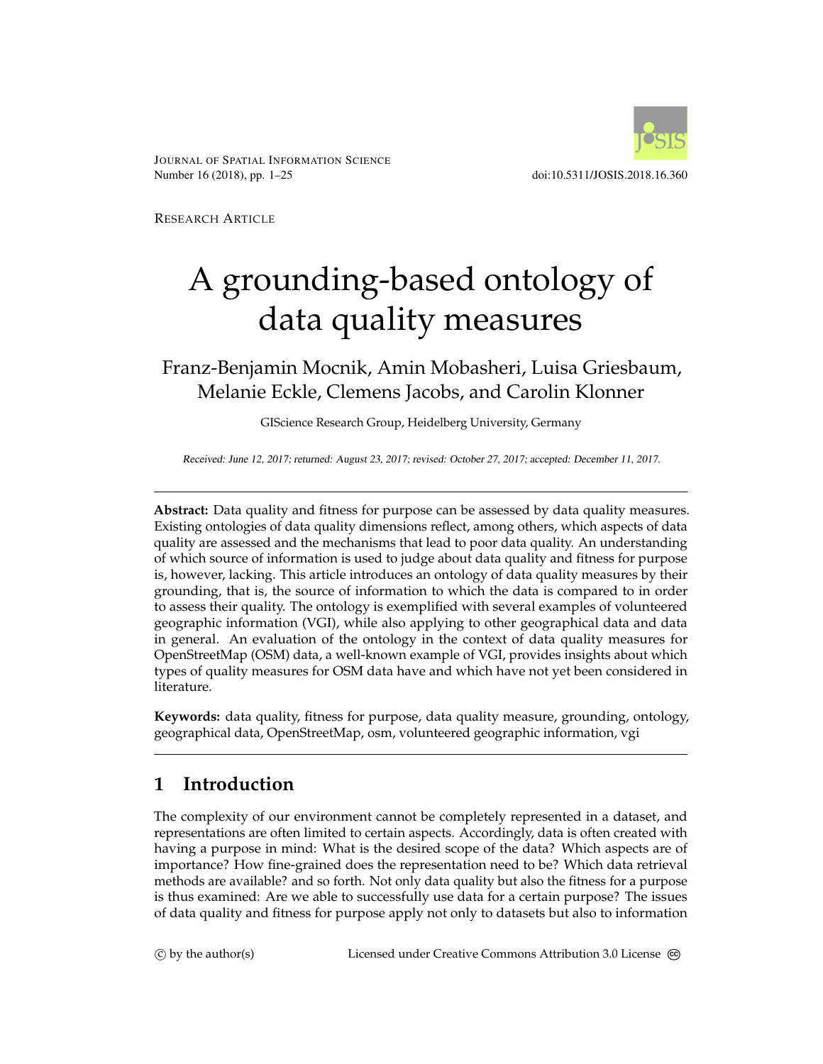Research Article

# A grounding-based ontology of data quality measures

Franz-Benjamin Mocnik, Amin Mobasheri, Luisa Griesbaum, Melanie Eckle, Clemens Jacobs, and Carolin Klonner

GIScience Research Group, Heidelberg University, Germany

*Received: June 12, 2017; returned: August 23, 2017; revised: October 27, 2017; accepted: December 11, 2017.*

---

**Abstract:** Data quality and fitness for purpose can be assessed by data quality measures. Existing ontologies of data quality dimensions reflect, among others, which aspects of data quality are assessed and the mechanisms that lead to poor data quality. An understanding of which source of information is used to judge about data quality and fitness for purpose is, however, lacking. This article introduces an ontology of data quality measures by their grounding, that is, the source of information to which the data is compared to in order to assess their quality. The ontology is exemplified with several examples of volunteered geographic information (VGI), while also applying to other geographical data and data in general. An evaluation of the ontology in the context of data quality measures for OpenStreetMap (OSM) data, a well-known example of VGI, provides insights about which types of quality measures for OSM data have and which have not yet been considered in literature.

**Keywords:** data quality, fitness for purpose, data quality measure, grounding, ontology, geographical data, OpenStreetMap, osm, volunteered geographic information, vgi

---

## 1 Introduction

The complexity of our environment cannot be completely represented in a dataset, and representations are often limited to certain aspects. Accordingly, data is often created with having a purpose in mind: What is the desired scope of the data? Which aspects are of importance? How fine-grained does the representation need to be? Which data retrieval methods are available? and so forth. Not only data quality but also the fitness for a purpose is thus examined: Are we able to successfully use data for a certain purpose? The issues of data quality and fitness for purpose apply not only to datasets but also to information

© by the author(s) Licensed under Creative Commons Attribution 3.0 License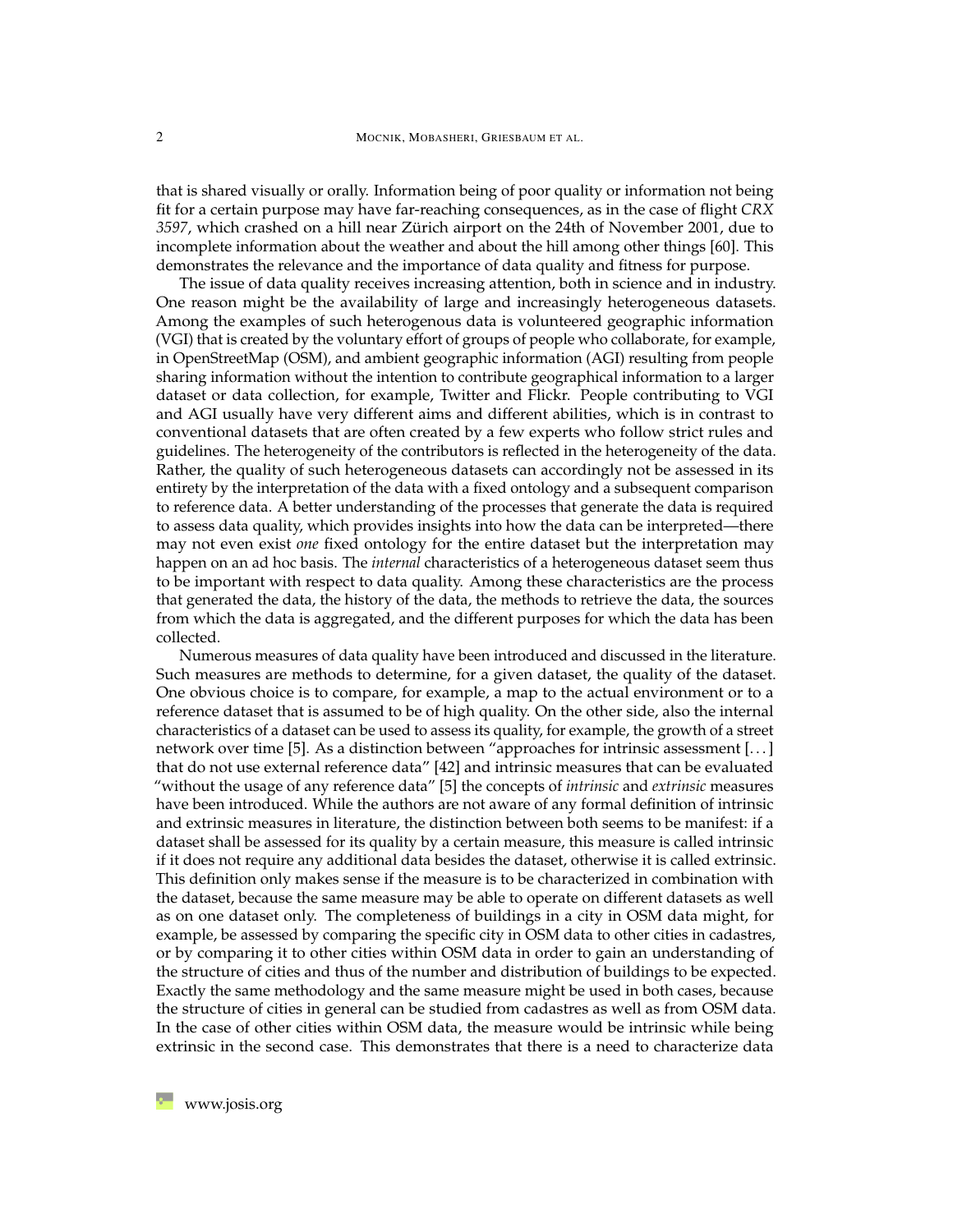that is shared visually or orally. Information being of poor quality or information not being fit for a certain purpose may have far-reaching consequences, as in the case of flight *CRX 3597*, which crashed on a hill near Zürich airport on the 24th of November 2001, due to incomplete information about the weather and about the hill among other things [60]. This demonstrates the relevance and the importance of data quality and fitness for purpose.

The issue of data quality receives increasing attention, both in science and in industry. One reason might be the availability of large and increasingly heterogeneous datasets. Among the examples of such heterogenous data is volunteered geographic information (VGI) that is created by the voluntary effort of groups of people who collaborate, for example, in OpenStreetMap (OSM), and ambient geographic information (AGI) resulting from people sharing information without the intention to contribute geographical information to a larger dataset or data collection, for example, Twitter and Flickr. People contributing to VGI and AGI usually have very different aims and different abilities, which is in contrast to conventional datasets that are often created by a few experts who follow strict rules and guidelines. The heterogeneity of the contributors is reflected in the heterogeneity of the data. Rather, the quality of such heterogeneous datasets can accordingly not be assessed in its entirety by the interpretation of the data with a fixed ontology and a subsequent comparison to reference data. A better understanding of the processes that generate the data is required to assess data quality, which provides insights into how the data can be interpreted—there may not even exist *one* fixed ontology for the entire dataset but the interpretation may happen on an ad hoc basis. The *internal* characteristics of a heterogeneous dataset seem thus to be important with respect to data quality. Among these characteristics are the process that generated the data, the history of the data, the methods to retrieve the data, the sources from which the data is aggregated, and the different purposes for which the data has been collected.

Numerous measures of data quality have been introduced and discussed in the literature. Such measures are methods to determine, for a given dataset, the quality of the dataset. One obvious choice is to compare, for example, a map to the actual environment or to a reference dataset that is assumed to be of high quality. On the other side, also the internal characteristics of a dataset can be used to assess its quality, for example, the growth of a street network over time [5]. As a distinction between "approaches for intrinsic assessment [. . . ] that do not use external reference data" [42] and intrinsic measures that can be evaluated "without the usage of any reference data" [5] the concepts of *intrinsic* and *extrinsic* measures have been introduced. While the authors are not aware of any formal definition of intrinsic and extrinsic measures in literature, the distinction between both seems to be manifest: if a dataset shall be assessed for its quality by a certain measure, this measure is called intrinsic if it does not require any additional data besides the dataset, otherwise it is called extrinsic. This definition only makes sense if the measure is to be characterized in combination with the dataset, because the same measure may be able to operate on different datasets as well as on one dataset only. The completeness of buildings in a city in OSM data might, for example, be assessed by comparing the specific city in OSM data to other cities in cadastres, or by comparing it to other cities within OSM data in order to gain an understanding of the structure of cities and thus of the number and distribution of buildings to be expected. Exactly the same methodology and the same measure might be used in both cases, because the structure of cities in general can be studied from cadastres as well as from OSM data. In the case of other cities within OSM data, the measure would be intrinsic while being extrinsic in the second case. This demonstrates that there is a need to characterize data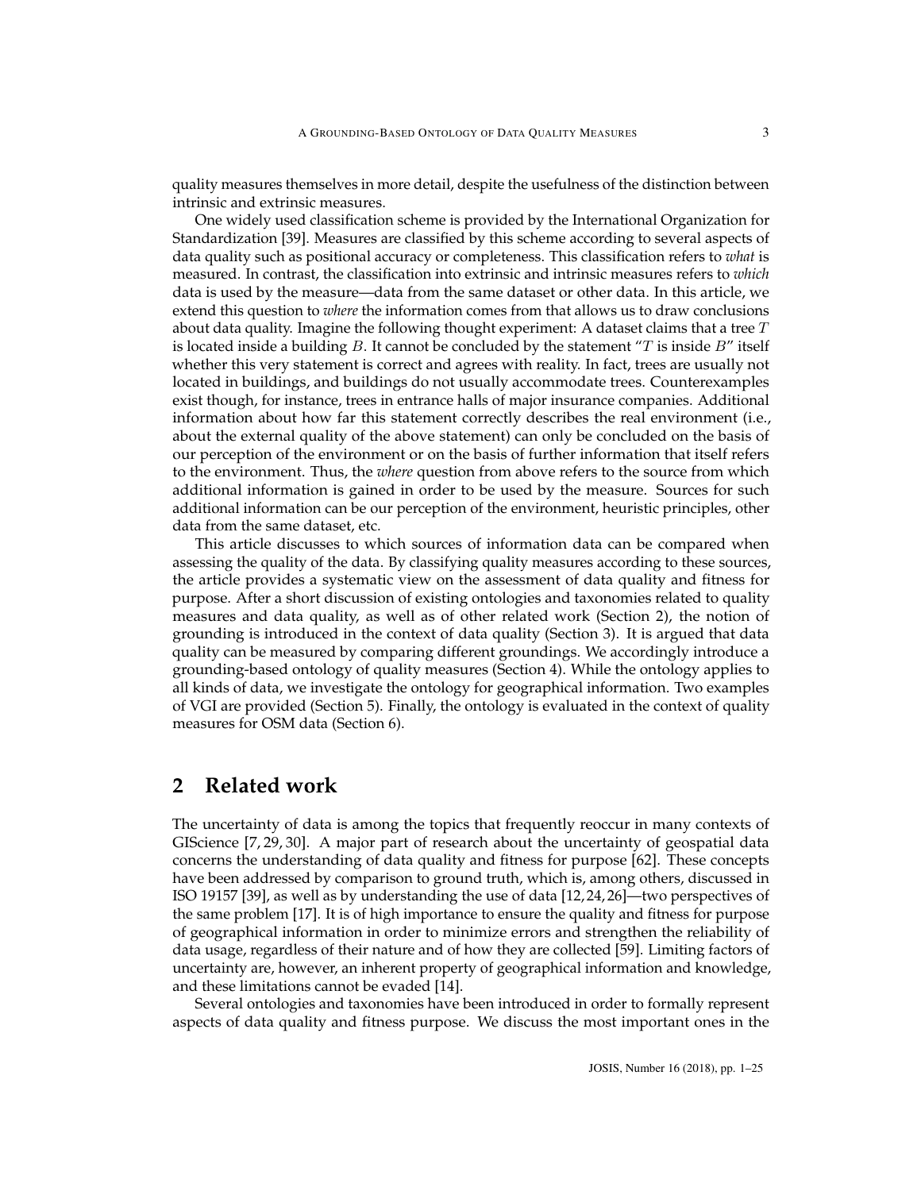quality measures themselves in more detail, despite the usefulness of the distinction between intrinsic and extrinsic measures.

One widely used classification scheme is provided by the International Organization for Standardization [39]. Measures are classified by this scheme according to several aspects of data quality such as positional accuracy or completeness. This classification refers to *what* is measured. In contrast, the classification into extrinsic and intrinsic measures refers to *which* data is used by the measure—data from the same dataset or other data. In this article, we extend this question to *where* the information comes from that allows us to draw conclusions about data quality. Imagine the following thought experiment: A dataset claims that a tree $T$ is located inside a building $B$. It cannot be concluded by the statement "$T$ is inside $B$" itself whether this very statement is correct and agrees with reality. In fact, trees are usually not located in buildings, and buildings do not usually accommodate trees. Counterexamples exist though, for instance, trees in entrance halls of major insurance companies. Additional information about how far this statement correctly describes the real environment (i.e., about the external quality of the above statement) can only be concluded on the basis of our perception of the environment or on the basis of further information that itself refers to the environment. Thus, the *where* question from above refers to the source from which additional information is gained in order to be used by the measure. Sources for such additional information can be our perception of the environment, heuristic principles, other data from the same dataset, etc.

This article discusses to which sources of information data can be compared when assessing the quality of the data. By classifying quality measures according to these sources, the article provides a systematic view on the assessment of data quality and fitness for purpose. After a short discussion of existing ontologies and taxonomies related to quality measures and data quality, as well as of other related work (Section 2), the notion of grounding is introduced in the context of data quality (Section 3). It is argued that data quality can be measured by comparing different groundings. We accordingly introduce a grounding-based ontology of quality measures (Section 4). While the ontology applies to all kinds of data, we investigate the ontology for geographical information. Two examples of VGI are provided (Section 5). Finally, the ontology is evaluated in the context of quality measures for OSM data (Section 6).

## 2 Related work

The uncertainty of data is among the topics that frequently reoccur in many contexts of GIScience [7, 29, 30]. A major part of research about the uncertainty of geospatial data concerns the understanding of data quality and fitness for purpose [62]. These concepts have been addressed by comparison to ground truth, which is, among others, discussed in ISO 19157 [39], as well as by understanding the use of data [12, 24, 26]—two perspectives of the same problem [17]. It is of high importance to ensure the quality and fitness for purpose of geographical information in order to minimize errors and strengthen the reliability of data usage, regardless of their nature and of how they are collected [59]. Limiting factors of uncertainty are, however, an inherent property of geographical information and knowledge, and these limitations cannot be evaded [14].

Several ontologies and taxonomies have been introduced in order to formally represent aspects of data quality and fitness purpose. We discuss the most important ones in the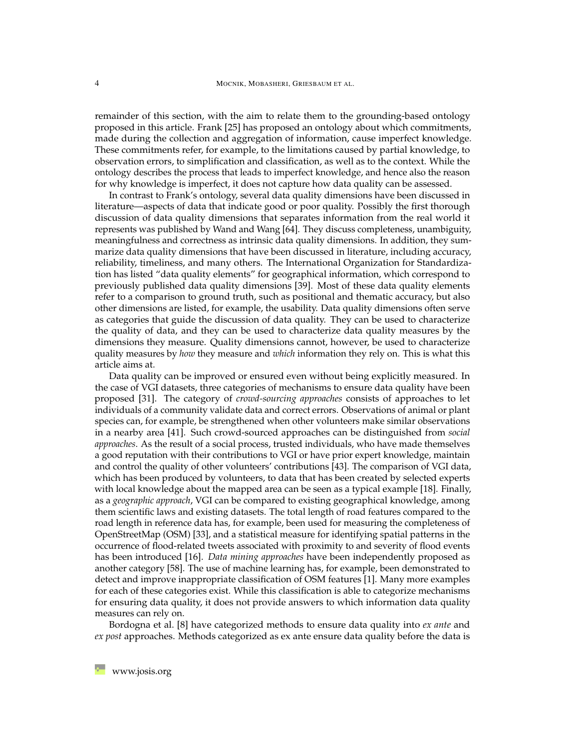remainder of this section, with the aim to relate them to the grounding-based ontology proposed in this article. Frank [25] has proposed an ontology about which commitments, made during the collection and aggregation of information, cause imperfect knowledge. These commitments refer, for example, to the limitations caused by partial knowledge, to observation errors, to simplification and classification, as well as to the context. While the ontology describes the process that leads to imperfect knowledge, and hence also the reason for why knowledge is imperfect, it does not capture how data quality can be assessed.

In contrast to Frank's ontology, several data quality dimensions have been discussed in literature—aspects of data that indicate good or poor quality. Possibly the first thorough discussion of data quality dimensions that separates information from the real world it represents was published by Wand and Wang [64]. They discuss completeness, unambiguity, meaningfulness and correctness as intrinsic data quality dimensions. In addition, they summarize data quality dimensions that have been discussed in literature, including accuracy, reliability, timeliness, and many others. The International Organization for Standardization has listed "data quality elements" for geographical information, which correspond to previously published data quality dimensions [39]. Most of these data quality elements refer to a comparison to ground truth, such as positional and thematic accuracy, but also other dimensions are listed, for example, the usability. Data quality dimensions often serve as categories that guide the discussion of data quality. They can be used to characterize the quality of data, and they can be used to characterize data quality measures by the dimensions they measure. Quality dimensions cannot, however, be used to characterize quality measures by *how* they measure and *which* information they rely on. This is what this article aims at.

Data quality can be improved or ensured even without being explicitly measured. In the case of VGI datasets, three categories of mechanisms to ensure data quality have been proposed [31]. The category of *crowd-sourcing approaches* consists of approaches to let individuals of a community validate data and correct errors. Observations of animal or plant species can, for example, be strengthened when other volunteers make similar observations in a nearby area [41]. Such crowd-sourced approaches can be distinguished from *social approaches*. As the result of a social process, trusted individuals, who have made themselves a good reputation with their contributions to VGI or have prior expert knowledge, maintain and control the quality of other volunteers' contributions [43]. The comparison of VGI data, which has been produced by volunteers, to data that has been created by selected experts with local knowledge about the mapped area can be seen as a typical example [18]. Finally, as a *geographic approach*, VGI can be compared to existing geographical knowledge, among them scientific laws and existing datasets. The total length of road features compared to the road length in reference data has, for example, been used for measuring the completeness of OpenStreetMap (OSM) [33], and a statistical measure for identifying spatial patterns in the occurrence of flood-related tweets associated with proximity to and severity of flood events has been introduced [16]. *Data mining approaches* have been independently proposed as another category [58]. The use of machine learning has, for example, been demonstrated to detect and improve inappropriate classification of OSM features [1]. Many more examples for each of these categories exist. While this classification is able to categorize mechanisms for ensuring data quality, it does not provide answers to which information data quality measures can rely on.

Bordogna et al. [8] have categorized methods to ensure data quality into *ex ante* and *ex post* approaches. Methods categorized as ex ante ensure data quality before the data is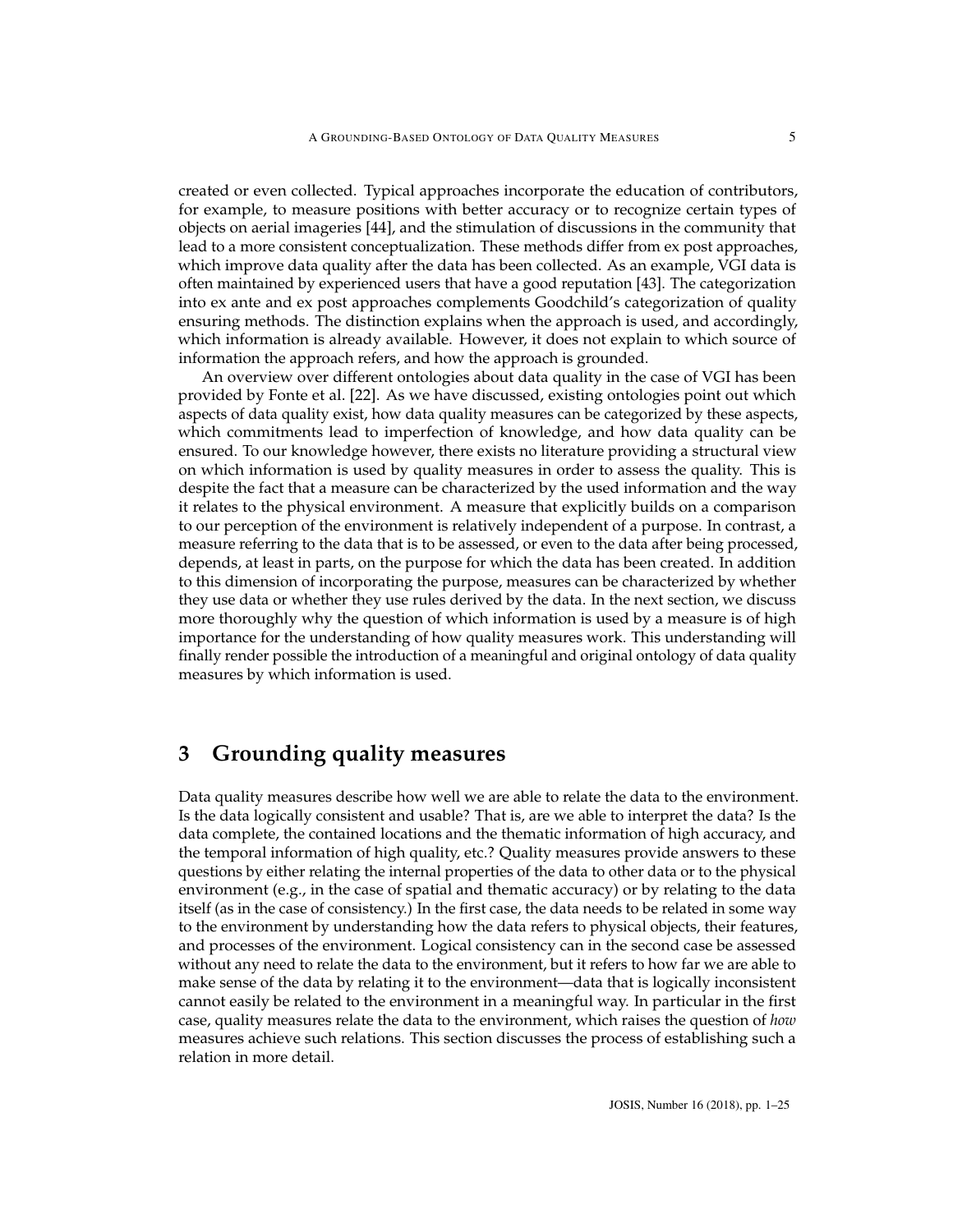created or even collected. Typical approaches incorporate the education of contributors, for example, to measure positions with better accuracy or to recognize certain types of objects on aerial imageries [44], and the stimulation of discussions in the community that lead to a more consistent conceptualization. These methods differ from ex post approaches, which improve data quality after the data has been collected. As an example, VGI data is often maintained by experienced users that have a good reputation [43]. The categorization into ex ante and ex post approaches complements Goodchild's categorization of quality ensuring methods. The distinction explains when the approach is used, and accordingly, which information is already available. However, it does not explain to which source of information the approach refers, and how the approach is grounded.

An overview over different ontologies about data quality in the case of VGI has been provided by Fonte et al. [22]. As we have discussed, existing ontologies point out which aspects of data quality exist, how data quality measures can be categorized by these aspects, which commitments lead to imperfection of knowledge, and how data quality can be ensured. To our knowledge however, there exists no literature providing a structural view on which information is used by quality measures in order to assess the quality. This is despite the fact that a measure can be characterized by the used information and the way it relates to the physical environment. A measure that explicitly builds on a comparison to our perception of the environment is relatively independent of a purpose. In contrast, a measure referring to the data that is to be assessed, or even to the data after being processed, depends, at least in parts, on the purpose for which the data has been created. In addition to this dimension of incorporating the purpose, measures can be characterized by whether they use data or whether they use rules derived by the data. In the next section, we discuss more thoroughly why the question of which information is used by a measure is of high importance for the understanding of how quality measures work. This understanding will finally render possible the introduction of a meaningful and original ontology of data quality measures by which information is used.

## 3 Grounding quality measures

Data quality measures describe how well we are able to relate the data to the environment. Is the data logically consistent and usable? That is, are we able to interpret the data? Is the data complete, the contained locations and the thematic information of high accuracy, and the temporal information of high quality, etc.? Quality measures provide answers to these questions by either relating the internal properties of the data to other data or to the physical environment (e.g., in the case of spatial and thematic accuracy) or by relating to the data itself (as in the case of consistency.) In the first case, the data needs to be related in some way to the environment by understanding how the data refers to physical objects, their features, and processes of the environment. Logical consistency can in the second case be assessed without any need to relate the data to the environment, but it refers to how far we are able to make sense of the data by relating it to the environment—data that is logically inconsistent cannot easily be related to the environment in a meaningful way. In particular in the first case, quality measures relate the data to the environment, which raises the question of *how* measures achieve such relations. This section discusses the process of establishing such a relation in more detail.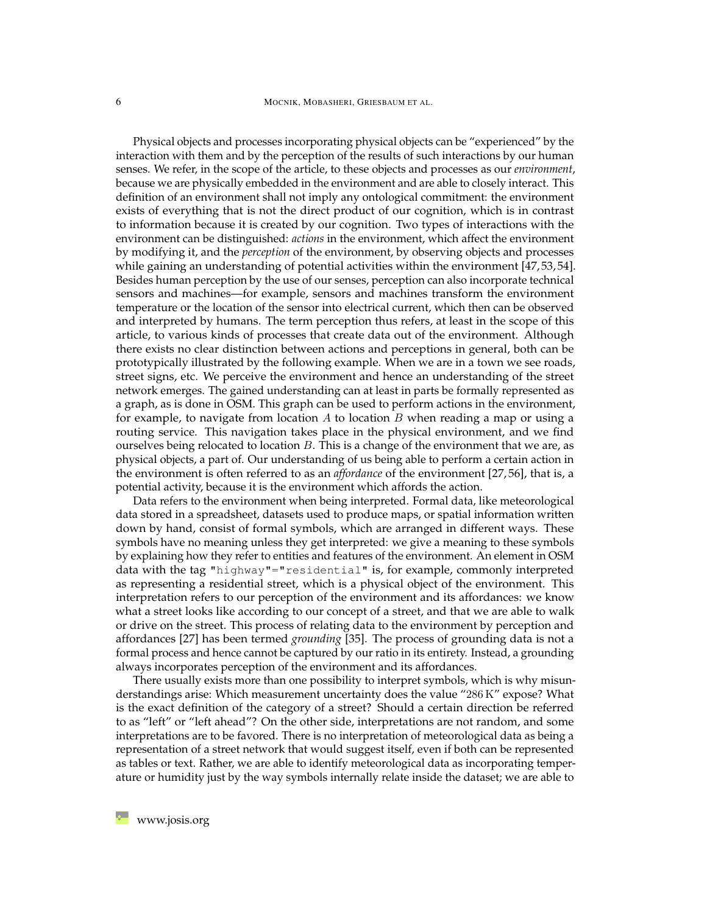Physical objects and processes incorporating physical objects can be "experienced" by the interaction with them and by the perception of the results of such interactions by our human senses. We refer, in the scope of the article, to these objects and processes as our *environment*, because we are physically embedded in the environment and are able to closely interact. This definition of an environment shall not imply any ontological commitment: the environment exists of everything that is not the direct product of our cognition, which is in contrast to information because it is created by our cognition. Two types of interactions with the environment can be distinguished: *actions* in the environment, which affect the environment by modifying it, and the *perception* of the environment, by observing objects and processes while gaining an understanding of potential activities within the environment [47,53,54]. Besides human perception by the use of our senses, perception can also incorporate technical sensors and machines—for example, sensors and machines transform the environment temperature or the location of the sensor into electrical current, which then can be observed and interpreted by humans. The term perception thus refers, at least in the scope of this article, to various kinds of processes that create data out of the environment. Although there exists no clear distinction between actions and perceptions in general, both can be prototypically illustrated by the following example. When we are in a town we see roads, street signs, etc. We perceive the environment and hence an understanding of the street network emerges. The gained understanding can at least in parts be formally represented as a graph, as is done in OSM. This graph can be used to perform actions in the environment, for example, to navigate from location $A$ to location $B$ when reading a map or using a routing service. This navigation takes place in the physical environment, and we find ourselves being relocated to location $B$. This is a change of the environment that we are, as physical objects, a part of. Our understanding of us being able to perform a certain action in the environment is often referred to as an *affordance* of the environment [27,56], that is, a potential activity, because it is the environment which affords the action.

Data refers to the environment when being interpreted. Formal data, like meteorological data stored in a spreadsheet, datasets used to produce maps, or spatial information written down by hand, consist of formal symbols, which are arranged in different ways. These symbols have no meaning unless they get interpreted: we give a meaning to these symbols by explaining how they refer to entities and features of the environment. An element in OSM data with the tag `"highway"="residential"` is, for example, commonly interpreted as representing a residential street, which is a physical object of the environment. This interpretation refers to our perception of the environment and its affordances: we know what a street looks like according to our concept of a street, and that we are able to walk or drive on the street. This process of relating data to the environment by perception and affordances [27] has been termed *grounding* [35]. The process of grounding data is not a formal process and hence cannot be captured by our ratio in its entirety. Instead, a grounding always incorporates perception of the environment and its affordances.

There usually exists more than one possibility to interpret symbols, which is why misunderstandings arise: Which measurement uncertainty does the value "$286\,\mathrm{K}$" expose? What is the exact definition of the category of a street? Should a certain direction be referred to as "left" or "left ahead"? On the other side, interpretations are not random, and some interpretations are to be favored. There is no interpretation of meteorological data as being a representation of a street network that would suggest itself, even if both can be represented as tables or text. Rather, we are able to identify meteorological data as incorporating temperature or humidity just by the way symbols internally relate inside the dataset; we are able to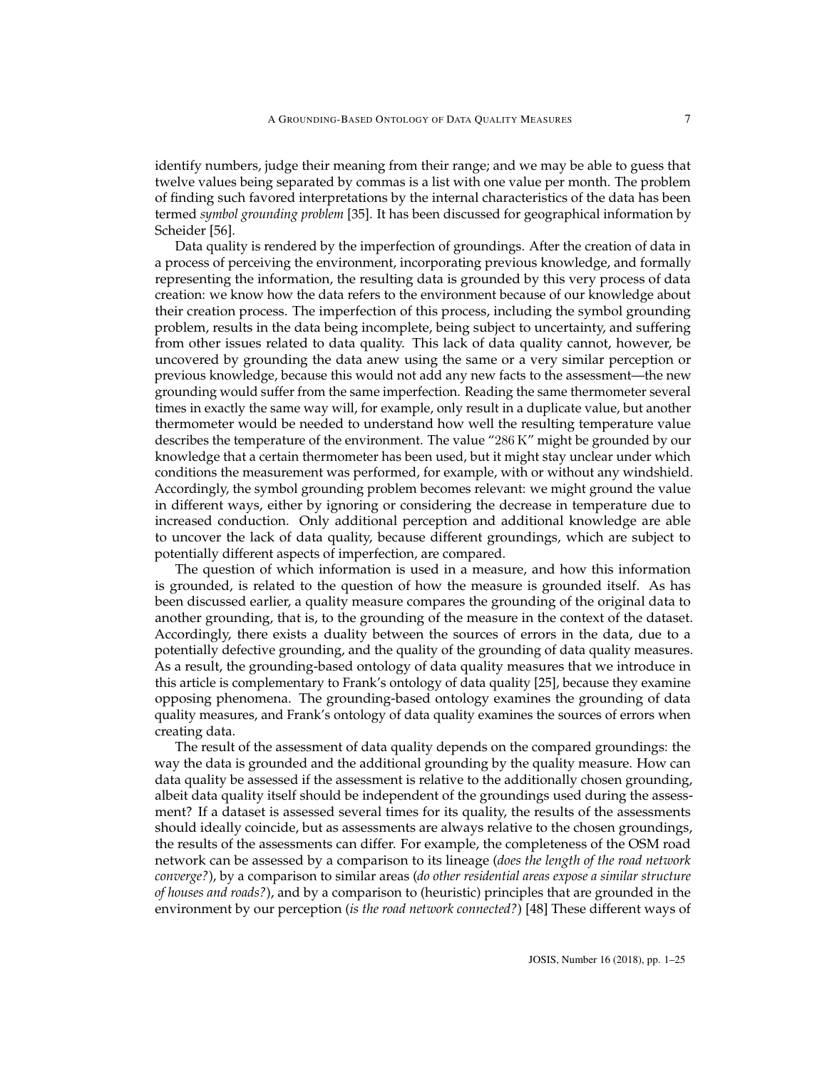identify numbers, judge their meaning from their range; and we may be able to guess that twelve values being separated by commas is a list with one value per month. The problem of finding such favored interpretations by the internal characteristics of the data has been termed *symbol grounding problem* [35]. It has been discussed for geographical information by Scheider [56].

Data quality is rendered by the imperfection of groundings. After the creation of data in a process of perceiving the environment, incorporating previous knowledge, and formally representing the information, the resulting data is grounded by this very process of data creation: we know how the data refers to the environment because of our knowledge about their creation process. The imperfection of this process, including the symbol grounding problem, results in the data being incomplete, being subject to uncertainty, and suffering from other issues related to data quality. This lack of data quality cannot, however, be uncovered by grounding the data anew using the same or a very similar perception or previous knowledge, because this would not add any new facts to the assessment—the new grounding would suffer from the same imperfection. Reading the same thermometer several times in exactly the same way will, for example, only result in a duplicate value, but another thermometer would be needed to understand how well the resulting temperature value describes the temperature of the environment. The value "$286\,\mathrm{K}$" might be grounded by our knowledge that a certain thermometer has been used, but it might stay unclear under which conditions the measurement was performed, for example, with or without any windshield. Accordingly, the symbol grounding problem becomes relevant: we might ground the value in different ways, either by ignoring or considering the decrease in temperature due to increased conduction. Only additional perception and additional knowledge are able to uncover the lack of data quality, because different groundings, which are subject to potentially different aspects of imperfection, are compared.

The question of which information is used in a measure, and how this information is grounded, is related to the question of how the measure is grounded itself. As has been discussed earlier, a quality measure compares the grounding of the original data to another grounding, that is, to the grounding of the measure in the context of the dataset. Accordingly, there exists a duality between the sources of errors in the data, due to a potentially defective grounding, and the quality of the grounding of data quality measures. As a result, the grounding-based ontology of data quality measures that we introduce in this article is complementary to Frank's ontology of data quality [25], because they examine opposing phenomena. The grounding-based ontology examines the grounding of data quality measures, and Frank's ontology of data quality examines the sources of errors when creating data.

The result of the assessment of data quality depends on the compared groundings: the way the data is grounded and the additional grounding by the quality measure. How can data quality be assessed if the assessment is relative to the additionally chosen grounding, albeit data quality itself should be independent of the groundings used during the assessment? If a dataset is assessed several times for its quality, the results of the assessments should ideally coincide, but as assessments are always relative to the chosen groundings, the results of the assessments can differ. For example, the completeness of the OSM road network can be assessed by a comparison to its lineage (*does the length of the road network converge?*), by a comparison to similar areas (*do other residential areas expose a similar structure of houses and roads?*), and by a comparison to (heuristic) principles that are grounded in the environment by our perception (*is the road network connected?*) [48] These different ways of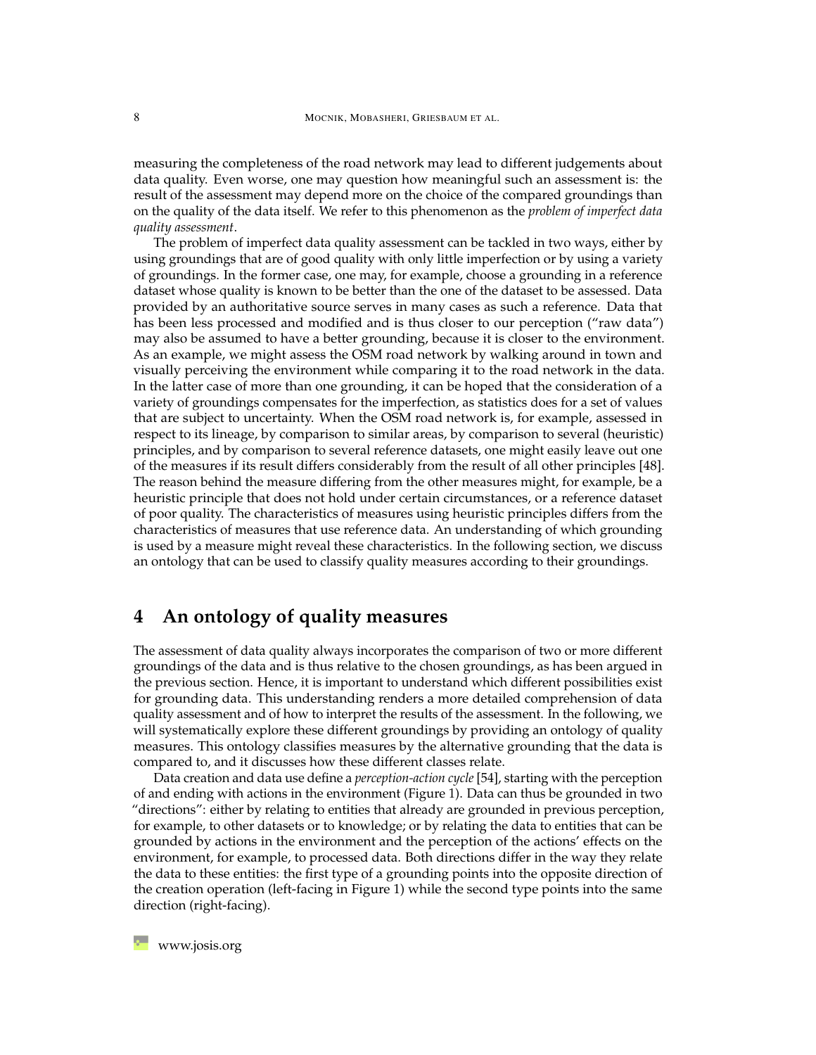measuring the completeness of the road network may lead to different judgements about data quality. Even worse, one may question how meaningful such an assessment is: the result of the assessment may depend more on the choice of the compared groundings than on the quality of the data itself. We refer to this phenomenon as the *problem of imperfect data quality assessment*.

The problem of imperfect data quality assessment can be tackled in two ways, either by using groundings that are of good quality with only little imperfection or by using a variety of groundings. In the former case, one may, for example, choose a grounding in a reference dataset whose quality is known to be better than the one of the dataset to be assessed. Data provided by an authoritative source serves in many cases as such a reference. Data that has been less processed and modified and is thus closer to our perception ("raw data") may also be assumed to have a better grounding, because it is closer to the environment. As an example, we might assess the OSM road network by walking around in town and visually perceiving the environment while comparing it to the road network in the data. In the latter case of more than one grounding, it can be hoped that the consideration of a variety of groundings compensates for the imperfection, as statistics does for a set of values that are subject to uncertainty. When the OSM road network is, for example, assessed in respect to its lineage, by comparison to similar areas, by comparison to several (heuristic) principles, and by comparison to several reference datasets, one might easily leave out one of the measures if its result differs considerably from the result of all other principles [48]. The reason behind the measure differing from the other measures might, for example, be a heuristic principle that does not hold under certain circumstances, or a reference dataset of poor quality. The characteristics of measures using heuristic principles differs from the characteristics of measures that use reference data. An understanding of which grounding is used by a measure might reveal these characteristics. In the following section, we discuss an ontology that can be used to classify quality measures according to their groundings.

## 4 An ontology of quality measures

The assessment of data quality always incorporates the comparison of two or more different groundings of the data and is thus relative to the chosen groundings, as has been argued in the previous section. Hence, it is important to understand which different possibilities exist for grounding data. This understanding renders a more detailed comprehension of data quality assessment and of how to interpret the results of the assessment. In the following, we will systematically explore these different groundings by providing an ontology of quality measures. This ontology classifies measures by the alternative grounding that the data is compared to, and it discusses how these different classes relate.

Data creation and data use define a *perception-action cycle* [54], starting with the perception of and ending with actions in the environment (Figure 1). Data can thus be grounded in two "directions": either by relating to entities that already are grounded in previous perception, for example, to other datasets or to knowledge; or by relating the data to entities that can be grounded by actions in the environment and the perception of the actions' effects on the environment, for example, to processed data. Both directions differ in the way they relate the data to these entities: the first type of a grounding points into the opposite direction of the creation operation (left-facing in Figure 1) while the second type points into the same direction (right-facing).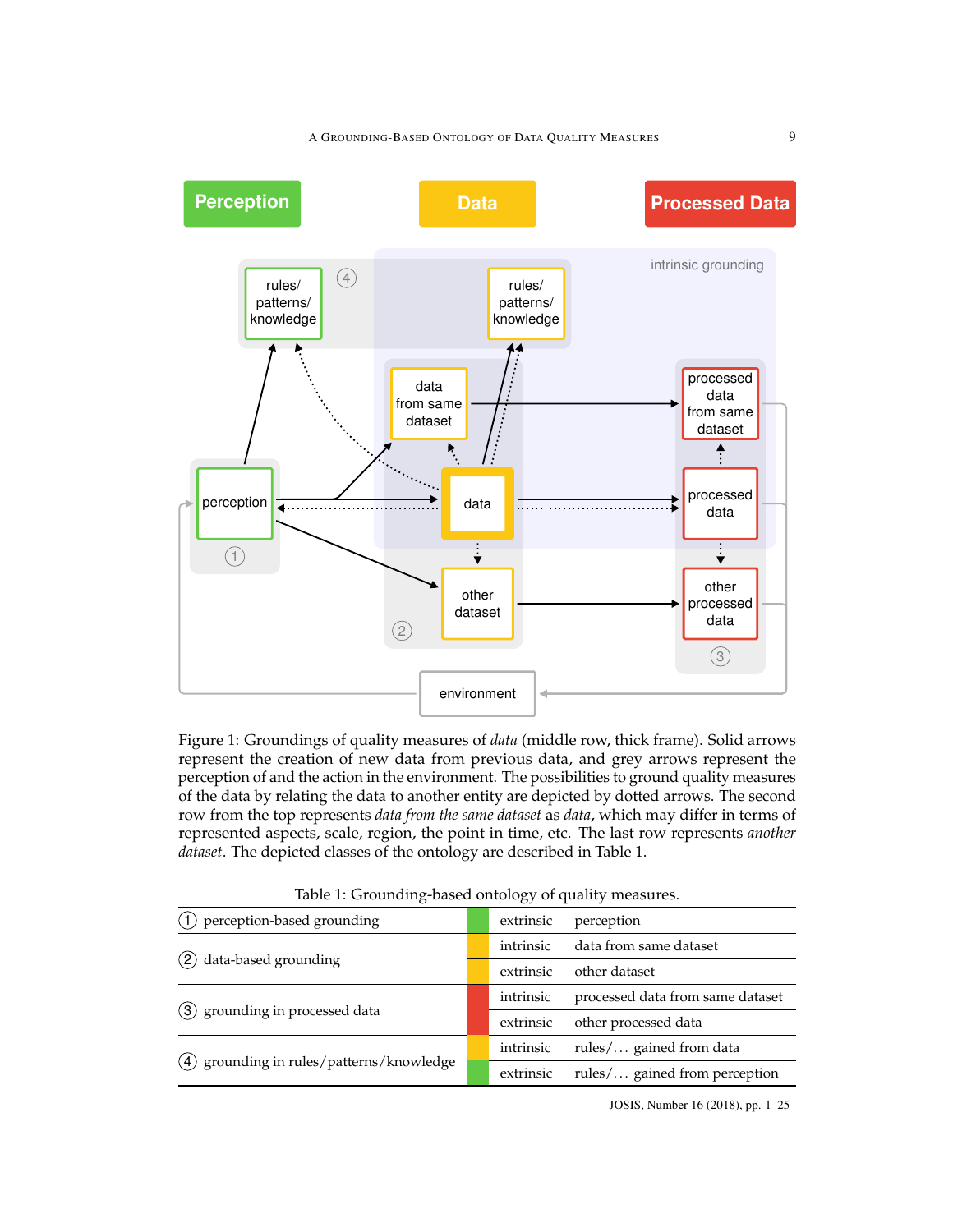Figure 1: Groundings of quality measures of *data* (middle row, thick frame). Solid arrows represent the creation of new data from previous data, and grey arrows represent the perception of and the action in the environment. The possibilities to ground quality measures of the data by relating the data to another entity are depicted by dotted arrows. The second row from the top represents *data from the same dataset* as *data*, which may differ in terms of represented aspects, scale, region, the point in time, etc. The last row represents *another dataset*. The depicted classes of the ontology are described in Table 1.

Table 1: Grounding-based ontology of quality measures.

| | | | |
|---|---|---|---|
| ① perception-based grounding | (green) | extrinsic | perception |
| ② data-based grounding | (yellow) | intrinsic | data from same dataset |
| | (yellow) | extrinsic | other dataset |
| ③ grounding in processed data | (red) | intrinsic | processed data from same dataset |
| | (red) | extrinsic | other processed data |
| ④ grounding in rules/patterns/knowledge | (yellow) | intrinsic | rules/... gained from data |
| | (green) | extrinsic | rules/... gained from perception |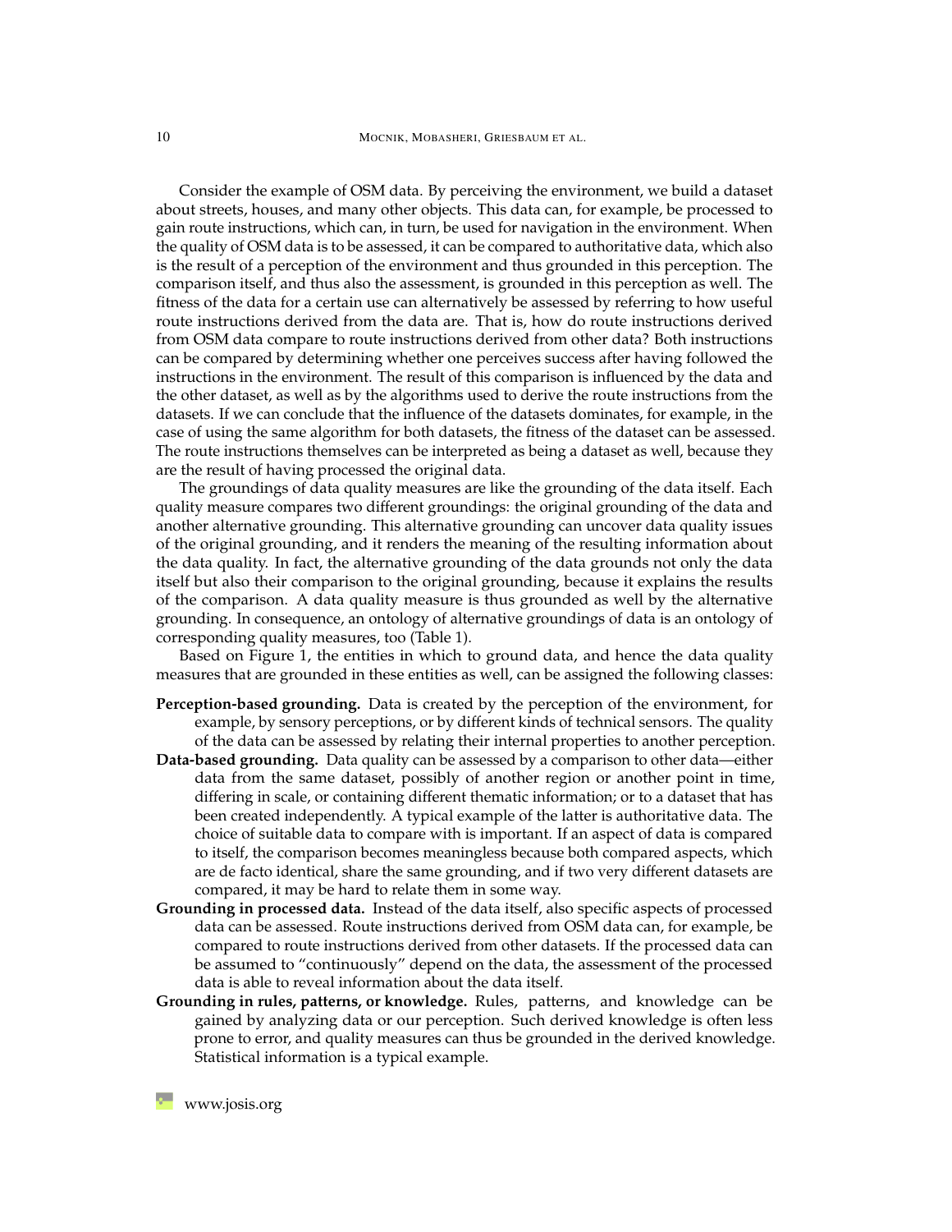Consider the example of OSM data. By perceiving the environment, we build a dataset about streets, houses, and many other objects. This data can, for example, be processed to gain route instructions, which can, in turn, be used for navigation in the environment. When the quality of OSM data is to be assessed, it can be compared to authoritative data, which also is the result of a perception of the environment and thus grounded in this perception. The comparison itself, and thus also the assessment, is grounded in this perception as well. The fitness of the data for a certain use can alternatively be assessed by referring to how useful route instructions derived from the data are. That is, how do route instructions derived from OSM data compare to route instructions derived from other data? Both instructions can be compared by determining whether one perceives success after having followed the instructions in the environment. The result of this comparison is influenced by the data and the other dataset, as well as by the algorithms used to derive the route instructions from the datasets. If we can conclude that the influence of the datasets dominates, for example, in the case of using the same algorithm for both datasets, the fitness of the dataset can be assessed. The route instructions themselves can be interpreted as being a dataset as well, because they are the result of having processed the original data.

The groundings of data quality measures are like the grounding of the data itself. Each quality measure compares two different groundings: the original grounding of the data and another alternative grounding. This alternative grounding can uncover data quality issues of the original grounding, and it renders the meaning of the resulting information about the data quality. In fact, the alternative grounding of the data grounds not only the data itself but also their comparison to the original grounding, because it explains the results of the comparison. A data quality measure is thus grounded as well by the alternative grounding. In consequence, an ontology of alternative groundings of data is an ontology of corresponding quality measures, too (Table 1).

Based on Figure 1, the entities in which to ground data, and hence the data quality measures that are grounded in these entities as well, can be assigned the following classes:

**Perception-based grounding.** Data is created by the perception of the environment, for example, by sensory perceptions, or by different kinds of technical sensors. The quality of the data can be assessed by relating their internal properties to another perception.

**Data-based grounding.** Data quality can be assessed by a comparison to other data—either data from the same dataset, possibly of another region or another point in time, differing in scale, or containing different thematic information; or to a dataset that has been created independently. A typical example of the latter is authoritative data. The choice of suitable data to compare with is important. If an aspect of data is compared to itself, the comparison becomes meaningless because both compared aspects, which are de facto identical, share the same grounding, and if two very different datasets are compared, it may be hard to relate them in some way.

**Grounding in processed data.** Instead of the data itself, also specific aspects of processed data can be assessed. Route instructions derived from OSM data can, for example, be compared to route instructions derived from other datasets. If the processed data can be assumed to "continuously" depend on the data, the assessment of the processed data is able to reveal information about the data itself.

**Grounding in rules, patterns, or knowledge.** Rules, patterns, and knowledge can be gained by analyzing data or our perception. Such derived knowledge is often less prone to error, and quality measures can thus be grounded in the derived knowledge. Statistical information is a typical example.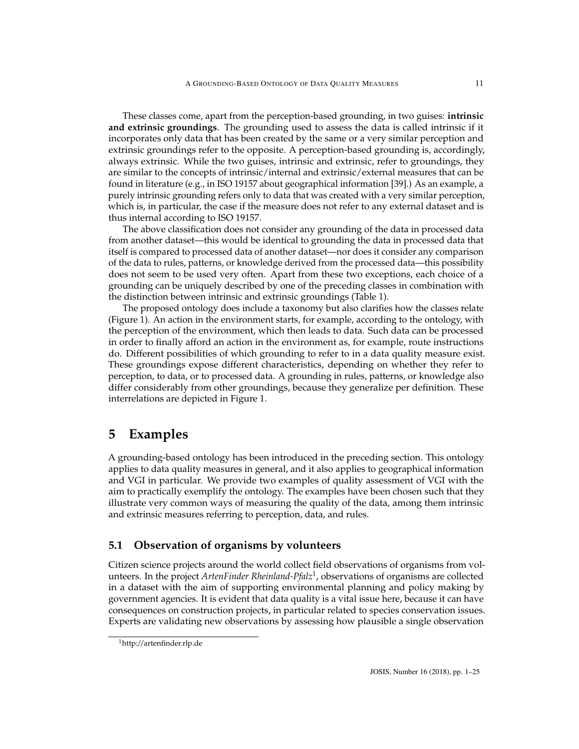These classes come, apart from the perception-based grounding, in two guises: **intrinsic and extrinsic groundings**. The grounding used to assess the data is called intrinsic if it incorporates only data that has been created by the same or a very similar perception and extrinsic groundings refer to the opposite. A perception-based grounding is, accordingly, always extrinsic. While the two guises, intrinsic and extrinsic, refer to groundings, they are similar to the concepts of intrinsic/internal and extrinsic/external measures that can be found in literature (e.g., in ISO 19157 about geographical information [39].) As an example, a purely intrinsic grounding refers only to data that was created with a very similar perception, which is, in particular, the case if the measure does not refer to any external dataset and is thus internal according to ISO 19157.

The above classification does not consider any grounding of the data in processed data from another dataset—this would be identical to grounding the data in processed data that itself is compared to processed data of another dataset—nor does it consider any comparison of the data to rules, patterns, or knowledge derived from the processed data—this possibility does not seem to be used very often. Apart from these two exceptions, each choice of a grounding can be uniquely described by one of the preceding classes in combination with the distinction between intrinsic and extrinsic groundings (Table 1).

The proposed ontology does include a taxonomy but also clarifies how the classes relate (Figure 1). An action in the environment starts, for example, according to the ontology, with the perception of the environment, which then leads to data. Such data can be processed in order to finally afford an action in the environment as, for example, route instructions do. Different possibilities of which grounding to refer to in a data quality measure exist. These groundings expose different characteristics, depending on whether they refer to perception, to data, or to processed data. A grounding in rules, patterns, or knowledge also differ considerably from other groundings, because they generalize per definition. These interrelations are depicted in Figure 1.

# 5 Examples

A grounding-based ontology has been introduced in the preceding section. This ontology applies to data quality measures in general, and it also applies to geographical information and VGI in particular. We provide two examples of quality assessment of VGI with the aim to practically exemplify the ontology. The examples have been chosen such that they illustrate very common ways of measuring the quality of the data, among them intrinsic and extrinsic measures referring to perception, data, and rules.

## 5.1 Observation of organisms by volunteers

Citizen science projects around the world collect field observations of organisms from volunteers. In the project *ArtenFinder Rheinland-Pfalz*[1], observations of organisms are collected in a dataset with the aim of supporting environmental planning and policy making by government agencies. It is evident that data quality is a vital issue here, because it can have consequences on construction projects, in particular related to species conservation issues. Experts are validating new observations by assessing how plausible a single observation

[1] http://artenfinder.rlp.de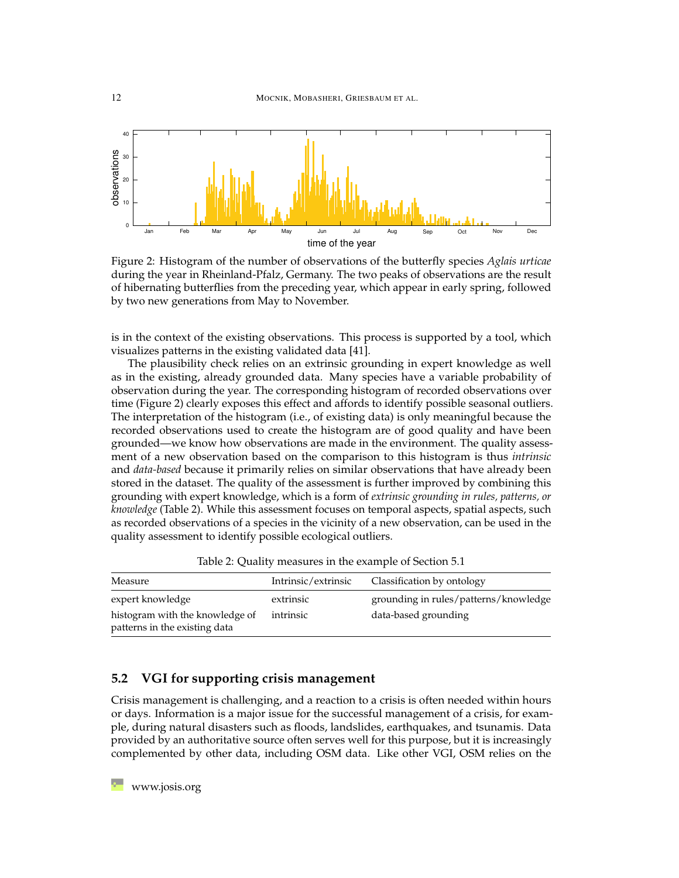Figure 2: Histogram of the number of observations of the butterfly species *Aglais urticae* during the year in Rheinland-Pfalz, Germany. The two peaks of observations are the result of hibernating butterflies from the preceding year, which appear in early spring, followed by two new generations from May to November.

is in the context of the existing observations. This process is supported by a tool, which visualizes patterns in the existing validated data [41].

The plausibility check relies on an extrinsic grounding in expert knowledge as well as in the existing, already grounded data. Many species have a variable probability of observation during the year. The corresponding histogram of recorded observations over time (Figure 2) clearly exposes this effect and affords to identify possible seasonal outliers. The interpretation of the histogram (i.e., of existing data) is only meaningful because the recorded observations used to create the histogram are of good quality and have been grounded—we know how observations are made in the environment. The quality assessment of a new observation based on the comparison to this histogram is thus *intrinsic* and *data-based* because it primarily relies on similar observations that have already been stored in the dataset. The quality of the assessment is further improved by combining this grounding with expert knowledge, which is a form of *extrinsic grounding in rules, patterns, or knowledge* (Table 2). While this assessment focuses on temporal aspects, spatial aspects, such as recorded observations of a species in the vicinity of a new observation, can be used in the quality assessment to identify possible ecological outliers.

Table 2: Quality measures in the example of Section 5.1

| Measure | Intrinsic/extrinsic | Classification by ontology |
| --- | --- | --- |
| expert knowledge | extrinsic | grounding in rules/patterns/knowledge |
| histogram with the knowledge of patterns in the existing data | intrinsic | data-based grounding |

## 5.2 VGI for supporting crisis management

Crisis management is challenging, and a reaction to a crisis is often needed within hours or days. Information is a major issue for the successful management of a crisis, for example, during natural disasters such as floods, landslides, earthquakes, and tsunamis. Data provided by an authoritative source often serves well for this purpose, but it is increasingly complemented by other data, including OSM data. Like other VGI, OSM relies on the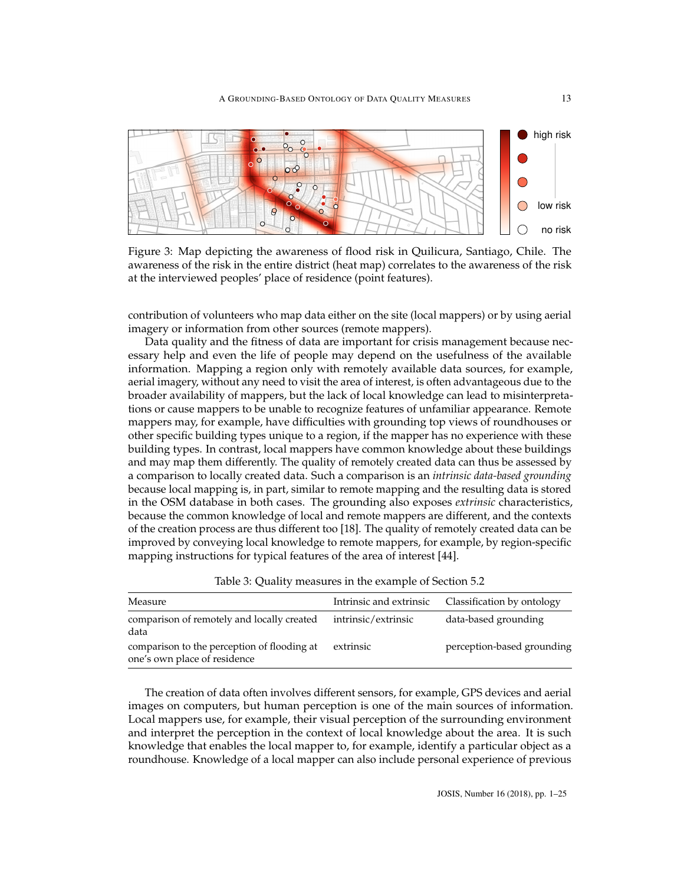Figure 3: Map depicting the awareness of flood risk in Quilicura, Santiago, Chile. The awareness of the risk in the entire district (heat map) correlates to the awareness of the risk at the interviewed peoples' place of residence (point features).

contribution of volunteers who map data either on the site (local mappers) or by using aerial imagery or information from other sources (remote mappers).

Data quality and the fitness of data are important for crisis management because necessary help and even the life of people may depend on the usefulness of the available information. Mapping a region only with remotely available data sources, for example, aerial imagery, without any need to visit the area of interest, is often advantageous due to the broader availability of mappers, but the lack of local knowledge can lead to misinterpretations or cause mappers to be unable to recognize features of unfamiliar appearance. Remote mappers may, for example, have difficulties with grounding top views of roundhouses or other specific building types unique to a region, if the mapper has no experience with these building types. In contrast, local mappers have common knowledge about these buildings and may map them differently. The quality of remotely created data can thus be assessed by a comparison to locally created data. Such a comparison is an *intrinsic data-based grounding* because local mapping is, in part, similar to remote mapping and the resulting data is stored in the OSM database in both cases. The grounding also exposes *extrinsic* characteristics, because the common knowledge of local and remote mappers are different, and the contexts of the creation process are thus different too [18]. The quality of remotely created data can be improved by conveying local knowledge to remote mappers, for example, by region-specific mapping instructions for typical features of the area of interest [44].

Table 3: Quality measures in the example of Section 5.2

| Measure | Intrinsic and extrinsic | Classification by ontology |
|---|---|---|
| comparison of remotely and locally created data | intrinsic/extrinsic | data-based grounding |
| comparison to the perception of flooding at one's own place of residence | extrinsic | perception-based grounding |

The creation of data often involves different sensors, for example, GPS devices and aerial images on computers, but human perception is one of the main sources of information. Local mappers use, for example, their visual perception of the surrounding environment and interpret the perception in the context of local knowledge about the area. It is such knowledge that enables the local mapper to, for example, identify a particular object as a roundhouse. Knowledge of a local mapper can also include personal experience of previous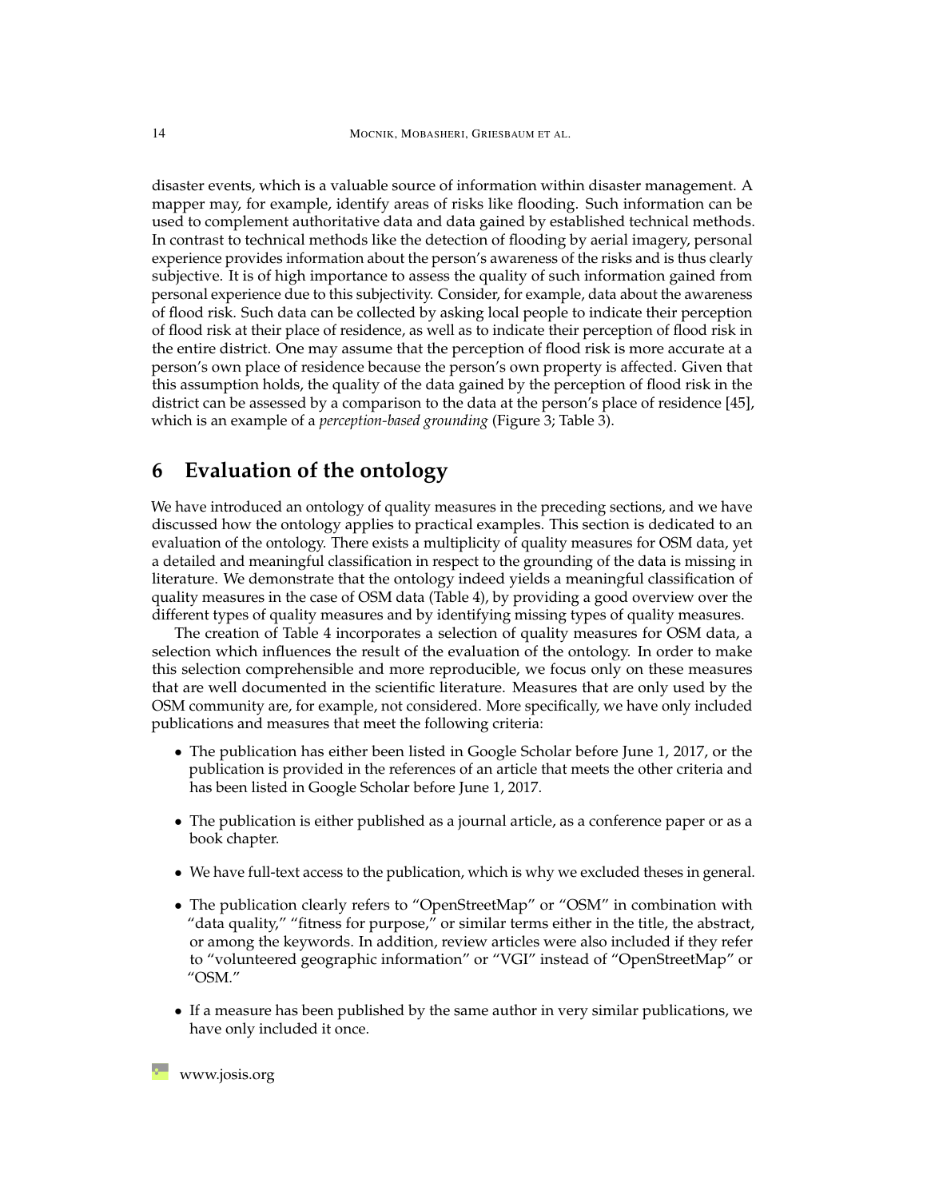disaster events, which is a valuable source of information within disaster management. A mapper may, for example, identify areas of risks like flooding. Such information can be used to complement authoritative data and data gained by established technical methods. In contrast to technical methods like the detection of flooding by aerial imagery, personal experience provides information about the person's awareness of the risks and is thus clearly subjective. It is of high importance to assess the quality of such information gained from personal experience due to this subjectivity. Consider, for example, data about the awareness of flood risk. Such data can be collected by asking local people to indicate their perception of flood risk at their place of residence, as well as to indicate their perception of flood risk in the entire district. One may assume that the perception of flood risk is more accurate at a person's own place of residence because the person's own property is affected. Given that this assumption holds, the quality of the data gained by the perception of flood risk in the district can be assessed by a comparison to the data at the person's place of residence [45], which is an example of a *perception-based grounding* (Figure 3; Table 3).

## 6 Evaluation of the ontology

We have introduced an ontology of quality measures in the preceding sections, and we have discussed how the ontology applies to practical examples. This section is dedicated to an evaluation of the ontology. There exists a multiplicity of quality measures for OSM data, yet a detailed and meaningful classification in respect to the grounding of the data is missing in literature. We demonstrate that the ontology indeed yields a meaningful classification of quality measures in the case of OSM data (Table 4), by providing a good overview over the different types of quality measures and by identifying missing types of quality measures.

The creation of Table 4 incorporates a selection of quality measures for OSM data, a selection which influences the result of the evaluation of the ontology. In order to make this selection comprehensible and more reproducible, we focus only on these measures that are well documented in the scientific literature. Measures that are only used by the OSM community are, for example, not considered. More specifically, we have only included publications and measures that meet the following criteria:

- The publication has either been listed in Google Scholar before June 1, 2017, or the publication is provided in the references of an article that meets the other criteria and has been listed in Google Scholar before June 1, 2017.
- The publication is either published as a journal article, as a conference paper or as a book chapter.
- We have full-text access to the publication, which is why we excluded theses in general.
- The publication clearly refers to "OpenStreetMap" or "OSM" in combination with "data quality," "fitness for purpose," or similar terms either in the title, the abstract, or among the keywords. In addition, review articles were also included if they refer to "volunteered geographic information" or "VGI" instead of "OpenStreetMap" or "OSM."
- If a measure has been published by the same author in very similar publications, we have only included it once.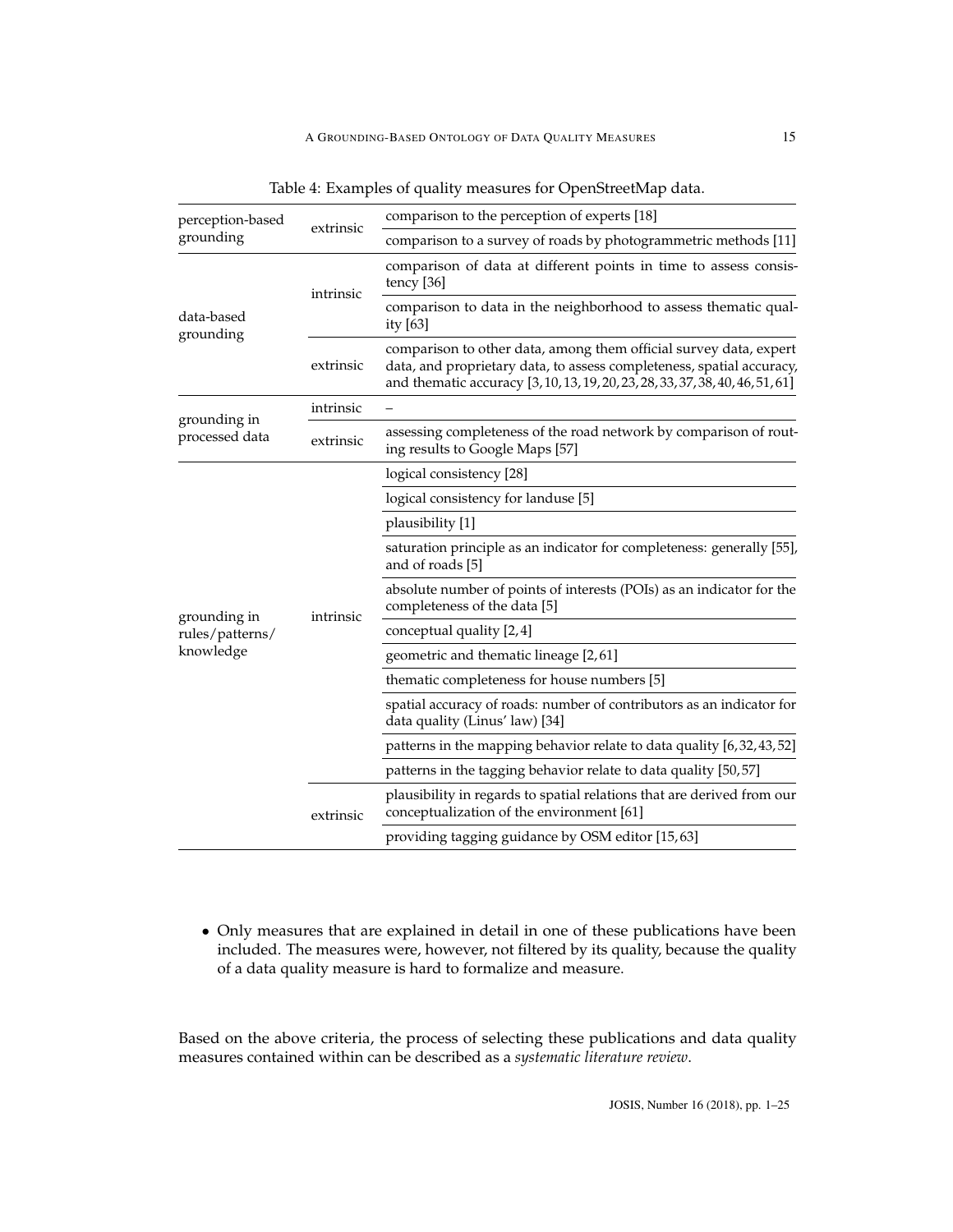Table 4: Examples of quality measures for OpenStreetMap data.

| | | |
|---|---|---|
| perception-based grounding | extrinsic | comparison to the perception of experts [18] |
| | | comparison to a survey of roads by photogrammetric methods [11] |
| data-based grounding | intrinsic | comparison of data at different points in time to assess consistency [36] |
| | | comparison to data in the neighborhood to assess thematic quality [63] |
| | extrinsic | comparison to other data, among them official survey data, expert data, and proprietary data, to assess completeness, spatial accuracy, and thematic accuracy [3,10,13,19,20,23,28,33,37,38,40,46,51,61] |
| grounding in processed data | intrinsic | – |
| | extrinsic | assessing completeness of the road network by comparison of routing results to Google Maps [57] |
| grounding in rules/patterns/knowledge | intrinsic | logical consistency [28] |
| | | logical consistency for landuse [5] |
| | | plausibility [1] |
| | | saturation principle as an indicator for completeness: generally [55], and of roads [5] |
| | | absolute number of points of interests (POIs) as an indicator for the completeness of the data [5] |
| | | conceptual quality [2,4] |
| | | geometric and thematic lineage [2,61] |
| | | thematic completeness for house numbers [5] |
| | | spatial accuracy of roads: number of contributors as an indicator for data quality (Linus' law) [34] |
| | | patterns in the mapping behavior relate to data quality [6,32,43,52] |
| | | patterns in the tagging behavior relate to data quality [50,57] |
| | extrinsic | plausibility in regards to spatial relations that are derived from our conceptualization of the environment [61] |
| | | providing tagging guidance by OSM editor [15,63] |

- Only measures that are explained in detail in one of these publications have been included. The measures were, however, not filtered by its quality, because the quality of a data quality measure is hard to formalize and measure.

Based on the above criteria, the process of selecting these publications and data quality measures contained within can be described as a *systematic literature review*.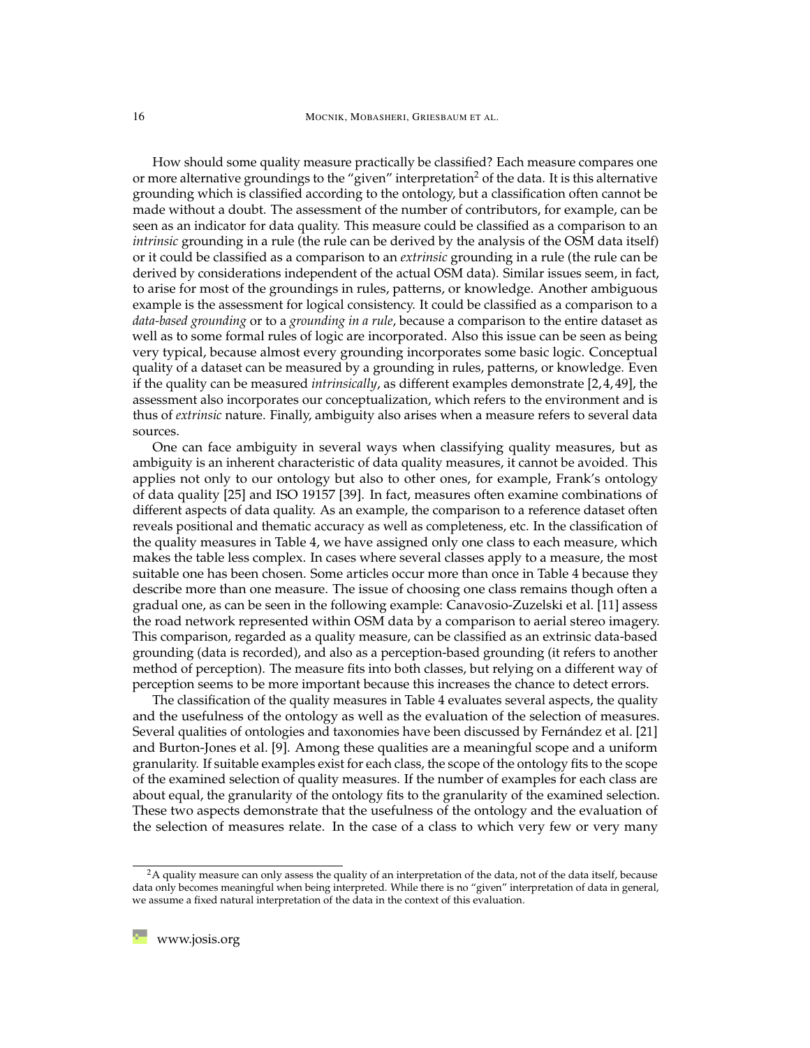How should some quality measure practically be classified? Each measure compares one or more alternative groundings to the "given" interpretation[2] of the data. It is this alternative grounding which is classified according to the ontology, but a classification often cannot be made without a doubt. The assessment of the number of contributors, for example, can be seen as an indicator for data quality. This measure could be classified as a comparison to an *intrinsic* grounding in a rule (the rule can be derived by the analysis of the OSM data itself) or it could be classified as a comparison to an *extrinsic* grounding in a rule (the rule can be derived by considerations independent of the actual OSM data). Similar issues seem, in fact, to arise for most of the groundings in rules, patterns, or knowledge. Another ambiguous example is the assessment for logical consistency. It could be classified as a comparison to a *data-based grounding* or to a *grounding in a rule*, because a comparison to the entire dataset as well as to some formal rules of logic are incorporated. Also this issue can be seen as being very typical, because almost every grounding incorporates some basic logic. Conceptual quality of a dataset can be measured by a grounding in rules, patterns, or knowledge. Even if the quality can be measured *intrinsically*, as different examples demonstrate [2, 4, 49], the assessment also incorporates our conceptualization, which refers to the environment and is thus of *extrinsic* nature. Finally, ambiguity also arises when a measure refers to several data sources.

One can face ambiguity in several ways when classifying quality measures, but as ambiguity is an inherent characteristic of data quality measures, it cannot be avoided. This applies not only to our ontology but also to other ones, for example, Frank's ontology of data quality [25] and ISO 19157 [39]. In fact, measures often examine combinations of different aspects of data quality. As an example, the comparison to a reference dataset often reveals positional and thematic accuracy as well as completeness, etc. In the classification of the quality measures in Table 4, we have assigned only one class to each measure, which makes the table less complex. In cases where several classes apply to a measure, the most suitable one has been chosen. Some articles occur more than once in Table 4 because they describe more than one measure. The issue of choosing one class remains though often a gradual one, as can be seen in the following example: Canavosio-Zuzelski et al. [11] assess the road network represented within OSM data by a comparison to aerial stereo imagery. This comparison, regarded as a quality measure, can be classified as an extrinsic data-based grounding (data is recorded), and also as a perception-based grounding (it refers to another method of perception). The measure fits into both classes, but relying on a different way of perception seems to be more important because this increases the chance to detect errors.

The classification of the quality measures in Table 4 evaluates several aspects, the quality and the usefulness of the ontology as well as the evaluation of the selection of measures. Several qualities of ontologies and taxonomies have been discussed by Fernández et al. [21] and Burton-Jones et al. [9]. Among these qualities are a meaningful scope and a uniform granularity. If suitable examples exist for each class, the scope of the ontology fits to the scope of the examined selection of quality measures. If the number of examples for each class are about equal, the granularity of the ontology fits to the granularity of the examined selection. These two aspects demonstrate that the usefulness of the ontology and the evaluation of the selection of measures relate. In the case of a class to which very few or very many

[2] A quality measure can only assess the quality of an interpretation of the data, not of the data itself, because data only becomes meaningful when being interpreted. While there is no "given" interpretation of data in general, we assume a fixed natural interpretation of the data in the context of this evaluation.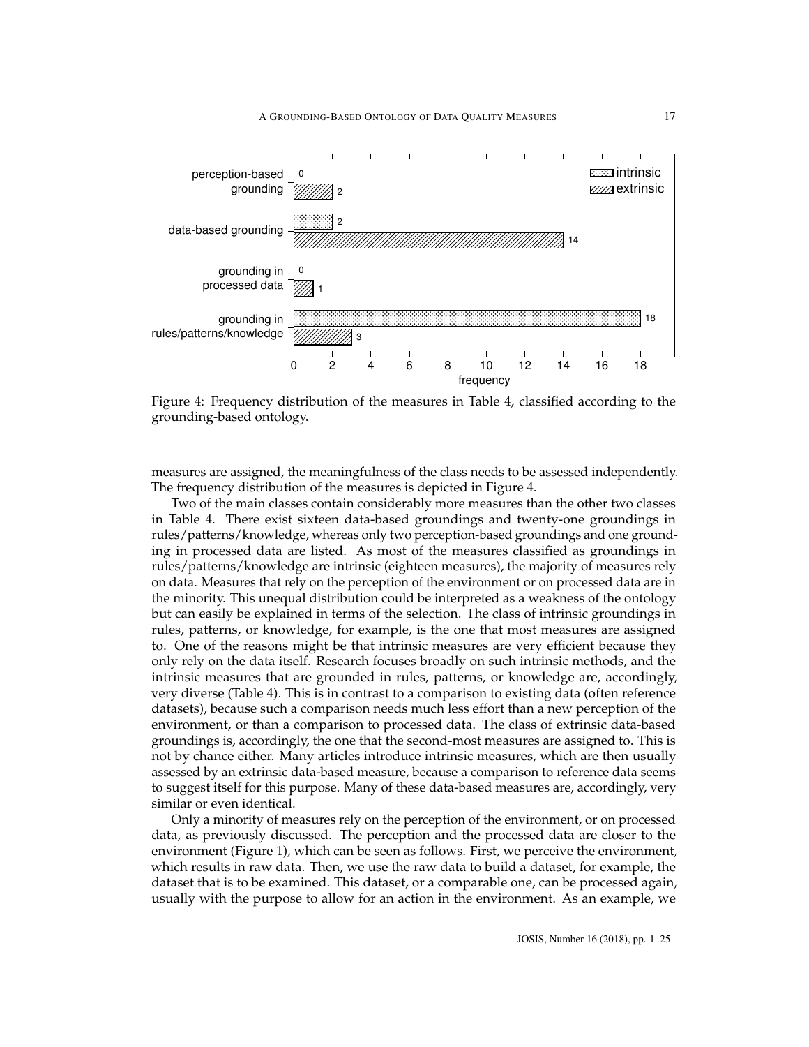Figure 4: Frequency distribution of the measures in Table 4, classified according to the grounding-based ontology.

measures are assigned, the meaningfulness of the class needs to be assessed independently. The frequency distribution of the measures is depicted in Figure 4.

Two of the main classes contain considerably more measures than the other two classes in Table 4. There exist sixteen data-based groundings and twenty-one groundings in rules/patterns/knowledge, whereas only two perception-based groundings and one grounding in processed data are listed. As most of the measures classified as groundings in rules/patterns/knowledge are intrinsic (eighteen measures), the majority of measures rely on data. Measures that rely on the perception of the environment or on processed data are in the minority. This unequal distribution could be interpreted as a weakness of the ontology but can easily be explained in terms of the selection. The class of intrinsic groundings in rules, patterns, or knowledge, for example, is the one that most measures are assigned to. One of the reasons might be that intrinsic measures are very efficient because they only rely on the data itself. Research focuses broadly on such intrinsic methods, and the intrinsic measures that are grounded in rules, patterns, or knowledge are, accordingly, very diverse (Table 4). This is in contrast to a comparison to existing data (often reference datasets), because such a comparison needs much less effort than a new perception of the environment, or than a comparison to processed data. The class of extrinsic data-based groundings is, accordingly, the one that the second-most measures are assigned to. This is not by chance either. Many articles introduce intrinsic measures, which are then usually assessed by an extrinsic data-based measure, because a comparison to reference data seems to suggest itself for this purpose. Many of these data-based measures are, accordingly, very similar or even identical.

Only a minority of measures rely on the perception of the environment, or on processed data, as previously discussed. The perception and the processed data are closer to the environment (Figure 1), which can be seen as follows. First, we perceive the environment, which results in raw data. Then, we use the raw data to build a dataset, for example, the dataset that is to be examined. This dataset, or a comparable one, can be processed again, usually with the purpose to allow for an action in the environment. As an example, we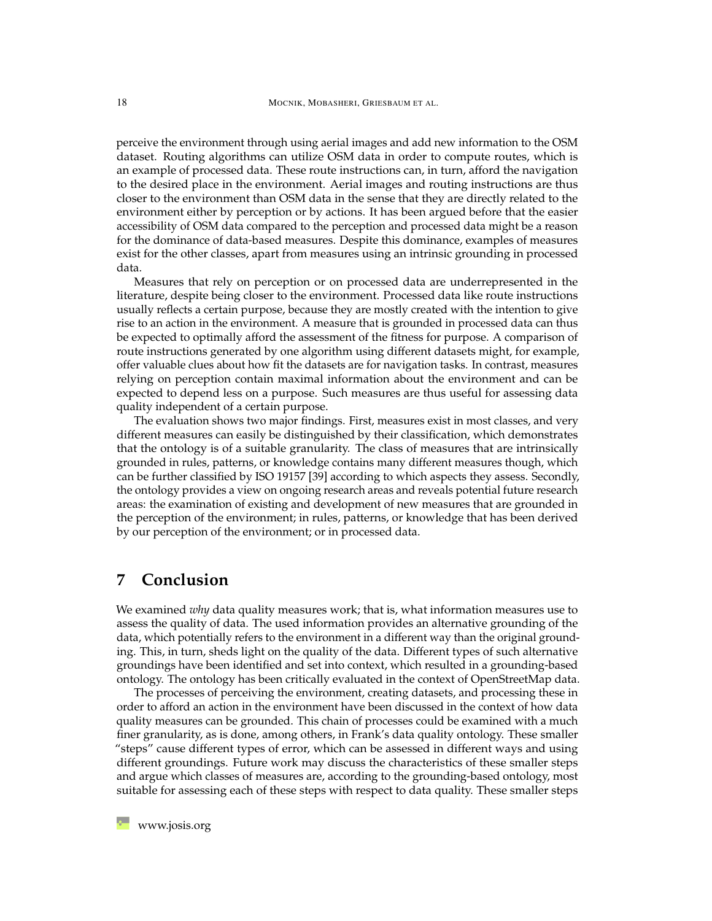perceive the environment through using aerial images and add new information to the OSM dataset. Routing algorithms can utilize OSM data in order to compute routes, which is an example of processed data. These route instructions can, in turn, afford the navigation to the desired place in the environment. Aerial images and routing instructions are thus closer to the environment than OSM data in the sense that they are directly related to the environment either by perception or by actions. It has been argued before that the easier accessibility of OSM data compared to the perception and processed data might be a reason for the dominance of data-based measures. Despite this dominance, examples of measures exist for the other classes, apart from measures using an intrinsic grounding in processed data.

Measures that rely on perception or on processed data are underrepresented in the literature, despite being closer to the environment. Processed data like route instructions usually reflects a certain purpose, because they are mostly created with the intention to give rise to an action in the environment. A measure that is grounded in processed data can thus be expected to optimally afford the assessment of the fitness for purpose. A comparison of route instructions generated by one algorithm using different datasets might, for example, offer valuable clues about how fit the datasets are for navigation tasks. In contrast, measures relying on perception contain maximal information about the environment and can be expected to depend less on a purpose. Such measures are thus useful for assessing data quality independent of a certain purpose.

The evaluation shows two major findings. First, measures exist in most classes, and very different measures can easily be distinguished by their classification, which demonstrates that the ontology is of a suitable granularity. The class of measures that are intrinsically grounded in rules, patterns, or knowledge contains many different measures though, which can be further classified by ISO 19157 [39] according to which aspects they assess. Secondly, the ontology provides a view on ongoing research areas and reveals potential future research areas: the examination of existing and development of new measures that are grounded in the perception of the environment; in rules, patterns, or knowledge that has been derived by our perception of the environment; or in processed data.

## 7 Conclusion

We examined *why* data quality measures work; that is, what information measures use to assess the quality of data. The used information provides an alternative grounding of the data, which potentially refers to the environment in a different way than the original grounding. This, in turn, sheds light on the quality of the data. Different types of such alternative groundings have been identified and set into context, which resulted in a grounding-based ontology. The ontology has been critically evaluated in the context of OpenStreetMap data.

The processes of perceiving the environment, creating datasets, and processing these in order to afford an action in the environment have been discussed in the context of how data quality measures can be grounded. This chain of processes could be examined with a much finer granularity, as is done, among others, in Frank's data quality ontology. These smaller "steps" cause different types of error, which can be assessed in different ways and using different groundings. Future work may discuss the characteristics of these smaller steps and argue which classes of measures are, according to the grounding-based ontology, most suitable for assessing each of these steps with respect to data quality. These smaller steps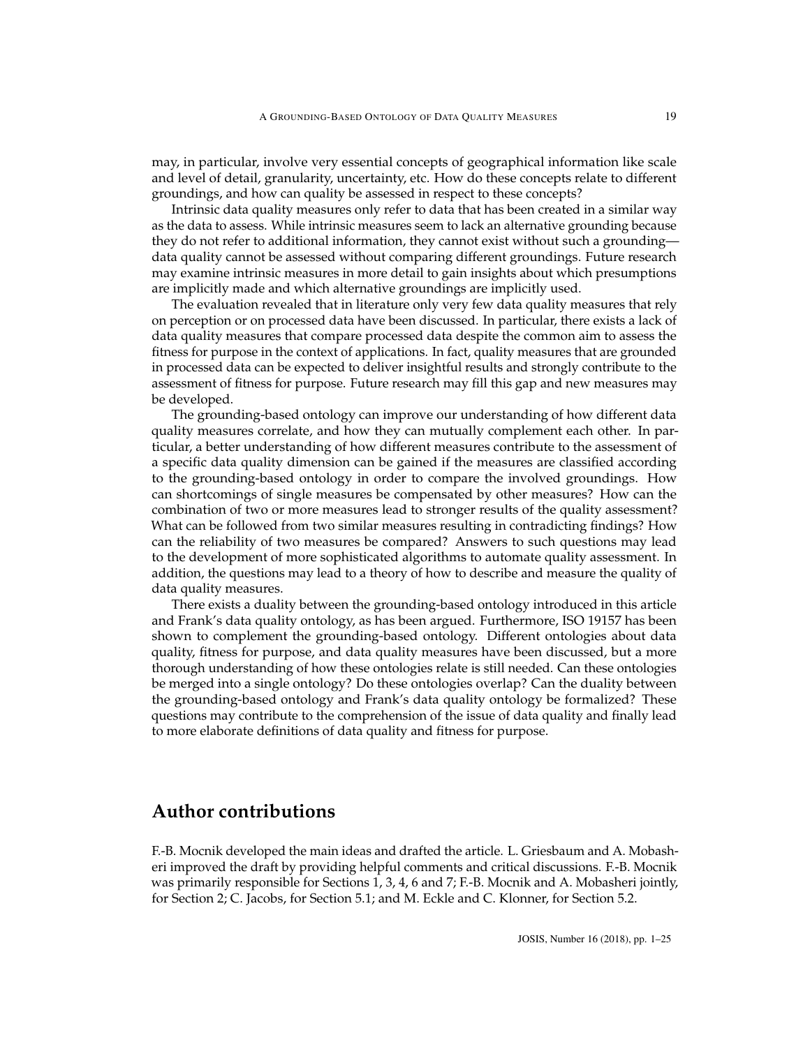may, in particular, involve very essential concepts of geographical information like scale and level of detail, granularity, uncertainty, etc. How do these concepts relate to different groundings, and how can quality be assessed in respect to these concepts?

Intrinsic data quality measures only refer to data that has been created in a similar way as the data to assess. While intrinsic measures seem to lack an alternative grounding because they do not refer to additional information, they cannot exist without such a grounding—data quality cannot be assessed without comparing different groundings. Future research may examine intrinsic measures in more detail to gain insights about which presumptions are implicitly made and which alternative groundings are implicitly used.

The evaluation revealed that in literature only very few data quality measures that rely on perception or on processed data have been discussed. In particular, there exists a lack of data quality measures that compare processed data despite the common aim to assess the fitness for purpose in the context of applications. In fact, quality measures that are grounded in processed data can be expected to deliver insightful results and strongly contribute to the assessment of fitness for purpose. Future research may fill this gap and new measures may be developed.

The grounding-based ontology can improve our understanding of how different data quality measures correlate, and how they can mutually complement each other. In particular, a better understanding of how different measures contribute to the assessment of a specific data quality dimension can be gained if the measures are classified according to the grounding-based ontology in order to compare the involved groundings. How can shortcomings of single measures be compensated by other measures? How can the combination of two or more measures lead to stronger results of the quality assessment? What can be followed from two similar measures resulting in contradicting findings? How can the reliability of two measures be compared? Answers to such questions may lead to the development of more sophisticated algorithms to automate quality assessment. In addition, the questions may lead to a theory of how to describe and measure the quality of data quality measures.

There exists a duality between the grounding-based ontology introduced in this article and Frank's data quality ontology, as has been argued. Furthermore, ISO 19157 has been shown to complement the grounding-based ontology. Different ontologies about data quality, fitness for purpose, and data quality measures have been discussed, but a more thorough understanding of how these ontologies relate is still needed. Can these ontologies be merged into a single ontology? Do these ontologies overlap? Can the duality between the grounding-based ontology and Frank's data quality ontology be formalized? These questions may contribute to the comprehension of the issue of data quality and finally lead to more elaborate definitions of data quality and fitness for purpose.

## Author contributions

F.-B. Mocnik developed the main ideas and drafted the article. L. Griesbaum and A. Mobasheri improved the draft by providing helpful comments and critical discussions. F.-B. Mocnik was primarily responsible for Sections 1, 3, 4, 6 and 7; F.-B. Mocnik and A. Mobasheri jointly, for Section 2; C. Jacobs, for Section 5.1; and M. Eckle and C. Klonner, for Section 5.2.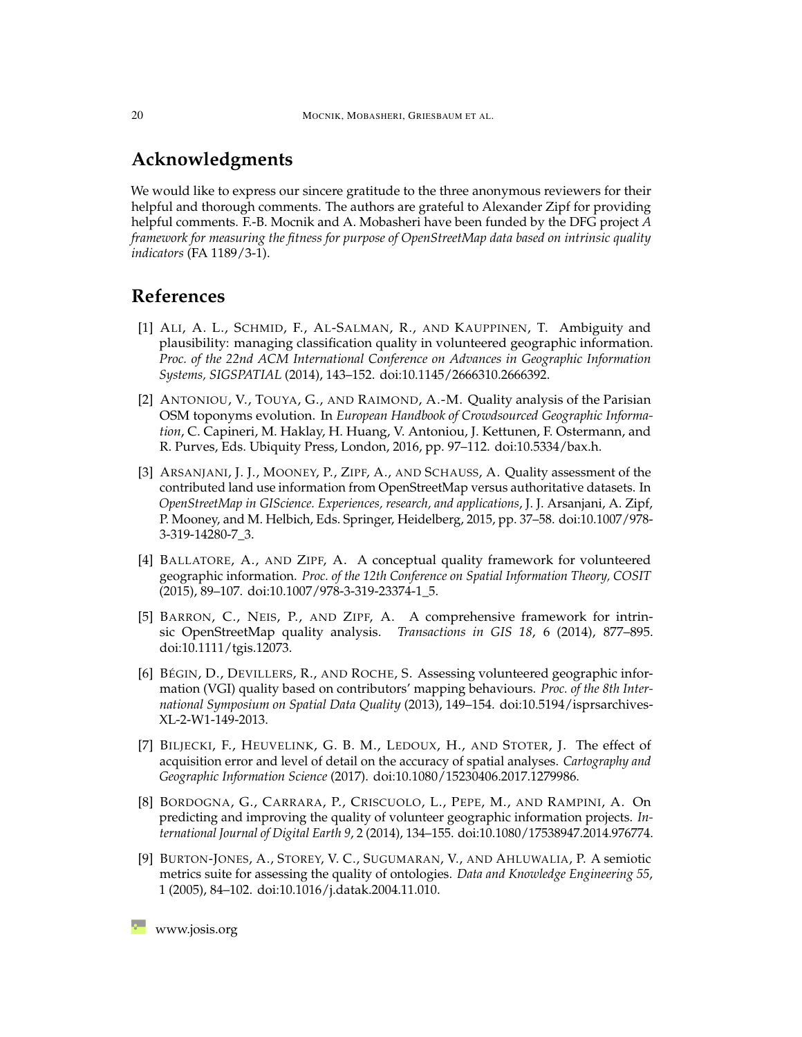## Acknowledgments

We would like to express our sincere gratitude to the three anonymous reviewers for their helpful and thorough comments. The authors are grateful to Alexander Zipf for providing helpful comments. F.-B. Mocnik and A. Mobasheri have been funded by the DFG project *A framework for measuring the fitness for purpose of OpenStreetMap data based on intrinsic quality indicators* (FA 1189/3-1).

## References

[1] Ali, A. L., Schmid, F., Al-Salman, R., and Kauppinen, T. Ambiguity and plausibility: managing classification quality in volunteered geographic information. *Proc. of the 22nd ACM International Conference on Advances in Geographic Information Systems, SIGSPATIAL* (2014), 143–152. doi:10.1145/2666310.2666392.

[2] Antoniou, V., Touya, G., and Raimond, A.-M. Quality analysis of the Parisian OSM toponyms evolution. In *European Handbook of Crowdsourced Geographic Information*, C. Capineri, M. Haklay, H. Huang, V. Antoniou, J. Kettunen, F. Ostermann, and R. Purves, Eds. Ubiquity Press, London, 2016, pp. 97–112. doi:10.5334/bax.h.

[3] Arsanjani, J. J., Mooney, P., Zipf, A., and Schauss, A. Quality assessment of the contributed land use information from OpenStreetMap versus authoritative datasets. In *OpenStreetMap in GIScience. Experiences, research, and applications*, J. J. Arsanjani, A. Zipf, P. Mooney, and M. Helbich, Eds. Springer, Heidelberg, 2015, pp. 37–58. doi:10.1007/978-3-319-14280-7_3.

[4] Ballatore, A., and Zipf, A. A conceptual quality framework for volunteered geographic information. *Proc. of the 12th Conference on Spatial Information Theory, COSIT* (2015), 89–107. doi:10.1007/978-3-319-23374-1_5.

[5] Barron, C., Neis, P., and Zipf, A. A comprehensive framework for intrinsic OpenStreetMap quality analysis. *Transactions in GIS 18*, 6 (2014), 877–895. doi:10.1111/tgis.12073.

[6] Bégin, D., Devillers, R., and Roche, S. Assessing volunteered geographic information (VGI) quality based on contributors' mapping behaviours. *Proc. of the 8th International Symposium on Spatial Data Quality* (2013), 149–154. doi:10.5194/isprsarchives-XL-2-W1-149-2013.

[7] Biljecki, F., Heuvelink, G. B. M., Ledoux, H., and Stoter, J. The effect of acquisition error and level of detail on the accuracy of spatial analyses. *Cartography and Geographic Information Science* (2017). doi:10.1080/15230406.2017.1279986.

[8] Bordogna, G., Carrara, P., Criscuolo, L., Pepe, M., and Rampini, A. On predicting and improving the quality of volunteer geographic information projects. *International Journal of Digital Earth 9*, 2 (2014), 134–155. doi:10.1080/17538947.2014.976774.

[9] Burton-Jones, A., Storey, V. C., Sugumaran, V., and Ahluwalia, P. A semiotic metrics suite for assessing the quality of ontologies. *Data and Knowledge Engineering 55*, 1 (2005), 84–102. doi:10.1016/j.datak.2004.11.010.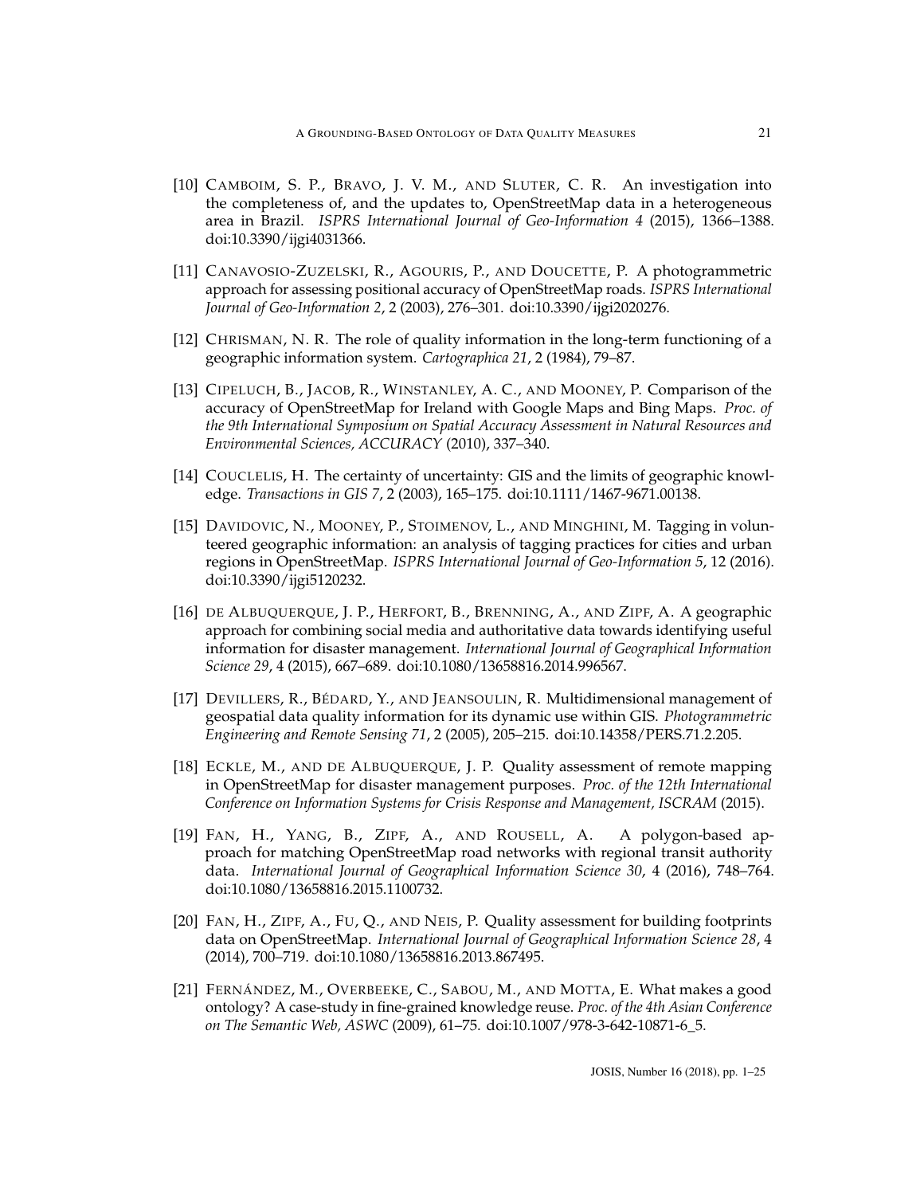[10] CAMBOIM, S. P., BRAVO, J. V. M., AND SLUTER, C. R. An investigation into the completeness of, and the updates to, OpenStreetMap data in a heterogeneous area in Brazil. *ISPRS International Journal of Geo-Information 4* (2015), 1366–1388. doi:10.3390/ijgi4031366.

[11] CANAVOSIO-ZUZELSKI, R., AGOURIS, P., AND DOUCETTE, P. A photogrammetric approach for assessing positional accuracy of OpenStreetMap roads. *ISPRS International Journal of Geo-Information 2*, 2 (2003), 276–301. doi:10.3390/ijgi2020276.

[12] CHRISMAN, N. R. The role of quality information in the long-term functioning of a geographic information system. *Cartographica 21*, 2 (1984), 79–87.

[13] CIPELUCH, B., JACOB, R., WINSTANLEY, A. C., AND MOONEY, P. Comparison of the accuracy of OpenStreetMap for Ireland with Google Maps and Bing Maps. *Proc. of the 9th International Symposium on Spatial Accuracy Assessment in Natural Resources and Environmental Sciences, ACCURACY* (2010), 337–340.

[14] COUCLELIS, H. The certainty of uncertainty: GIS and the limits of geographic knowledge. *Transactions in GIS 7*, 2 (2003), 165–175. doi:10.1111/1467-9671.00138.

[15] DAVIDOVIC, N., MOONEY, P., STOIMENOV, L., AND MINGHINI, M. Tagging in volunteered geographic information: an analysis of tagging practices for cities and urban regions in OpenStreetMap. *ISPRS International Journal of Geo-Information 5*, 12 (2016). doi:10.3390/ijgi5120232.

[16] DE ALBUQUERQUE, J. P., HERFORT, B., BRENNING, A., AND ZIPF, A. A geographic approach for combining social media and authoritative data towards identifying useful information for disaster management. *International Journal of Geographical Information Science 29*, 4 (2015), 667–689. doi:10.1080/13658816.2014.996567.

[17] DEVILLERS, R., BÉDARD, Y., AND JEANSOULIN, R. Multidimensional management of geospatial data quality information for its dynamic use within GIS. *Photogrammetric Engineering and Remote Sensing 71*, 2 (2005), 205–215. doi:10.14358/PERS.71.2.205.

[18] ECKLE, M., AND DE ALBUQUERQUE, J. P. Quality assessment of remote mapping in OpenStreetMap for disaster management purposes. *Proc. of the 12th International Conference on Information Systems for Crisis Response and Management, ISCRAM* (2015).

[19] FAN, H., YANG, B., ZIPF, A., AND ROUSELL, A. A polygon-based approach for matching OpenStreetMap road networks with regional transit authority data. *International Journal of Geographical Information Science 30*, 4 (2016), 748–764. doi:10.1080/13658816.2015.1100732.

[20] FAN, H., ZIPF, A., FU, Q., AND NEIS, P. Quality assessment for building footprints data on OpenStreetMap. *International Journal of Geographical Information Science 28*, 4 (2014), 700–719. doi:10.1080/13658816.2013.867495.

[21] FERNÁNDEZ, M., OVERBEEKE, C., SABOU, M., AND MOTTA, E. What makes a good ontology? A case-study in fine-grained knowledge reuse. *Proc. of the 4th Asian Conference on The Semantic Web, ASWC* (2009), 61–75. doi:10.1007/978-3-642-10871-6_5.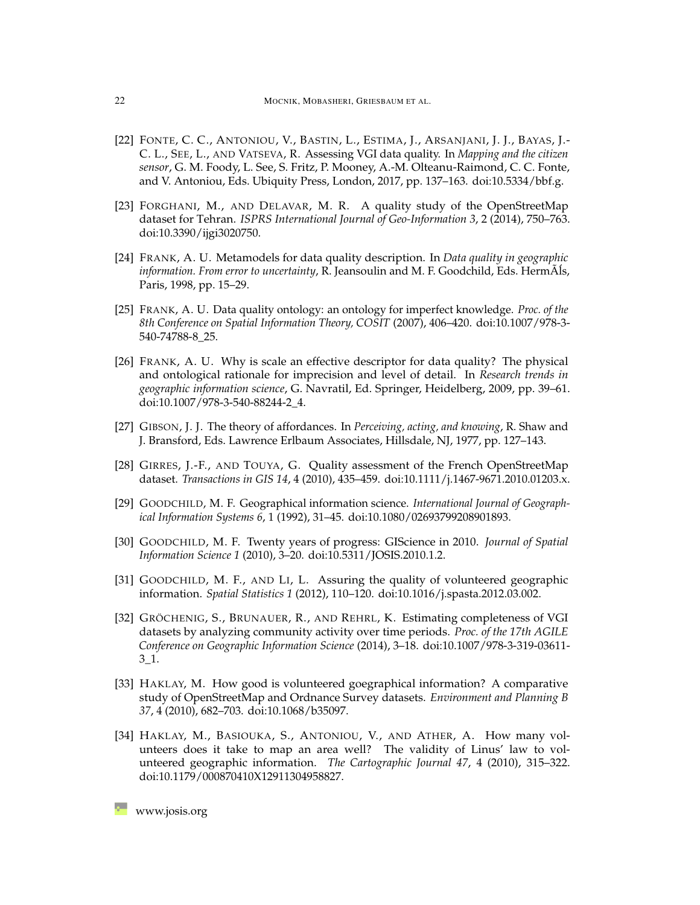[22] Fonte, C. C., Antoniou, V., Bastin, L., Estima, J., Arsanjani, J. J., Bayas, J.-C. L., See, L., and Vatseva, R. Assessing VGI data quality. In *Mapping and the citizen sensor*, G. M. Foody, L. See, S. Fritz, P. Mooney, A.-M. Olteanu-Raimond, C. C. Fonte, and V. Antoniou, Eds. Ubiquity Press, London, 2017, pp. 137–163. doi:10.5334/bbf.g.

[23] Forghani, M., and Delavar, M. R. A quality study of the OpenStreetMap dataset for Tehran. *ISPRS International Journal of Geo-Information 3*, 2 (2014), 750–763. doi:10.3390/ijgi3020750.

[24] Frank, A. U. Metamodels for data quality description. In *Data quality in geographic information. From error to uncertainty*, R. Jeansoulin and M. F. Goodchild, Eds. HermÃÍs, Paris, 1998, pp. 15–29.

[25] Frank, A. U. Data quality ontology: an ontology for imperfect knowledge. *Proc. of the 8th Conference on Spatial Information Theory, COSIT* (2007), 406–420. doi:10.1007/978-3-540-74788-8_25.

[26] Frank, A. U. Why is scale an effective descriptor for data quality? The physical and ontological rationale for imprecision and level of detail. In *Research trends in geographic information science*, G. Navratil, Ed. Springer, Heidelberg, 2009, pp. 39–61. doi:10.1007/978-3-540-88244-2_4.

[27] Gibson, J. J. The theory of affordances. In *Perceiving, acting, and knowing*, R. Shaw and J. Bransford, Eds. Lawrence Erlbaum Associates, Hillsdale, NJ, 1977, pp. 127–143.

[28] Girres, J.-F., and Touya, G. Quality assessment of the French OpenStreetMap dataset. *Transactions in GIS 14*, 4 (2010), 435–459. doi:10.1111/j.1467-9671.2010.01203.x.

[29] Goodchild, M. F. Geographical information science. *International Journal of Geographical Information Systems 6*, 1 (1992), 31–45. doi:10.1080/02693799208901893.

[30] Goodchild, M. F. Twenty years of progress: GIScience in 2010. *Journal of Spatial Information Science 1* (2010), 3–20. doi:10.5311/JOSIS.2010.1.2.

[31] Goodchild, M. F., and Li, L. Assuring the quality of volunteered geographic information. *Spatial Statistics 1* (2012), 110–120. doi:10.1016/j.spasta.2012.03.002.

[32] Gröchenig, S., Brunauer, R., and Rehrl, K. Estimating completeness of VGI datasets by analyzing community activity over time periods. *Proc. of the 17th AGILE Conference on Geographic Information Science* (2014), 3–18. doi:10.1007/978-3-319-03611-3_1.

[33] Haklay, M. How good is volunteered goegraphical information? A comparative study of OpenStreetMap and Ordnance Survey datasets. *Environment and Planning B 37*, 4 (2010), 682–703. doi:10.1068/b35097.

[34] Haklay, M., Basiouka, S., Antoniou, V., and Ather, A. How many volunteers does it take to map an area well? The validity of Linus' law to volunteered geographic information. *The Cartographic Journal 47*, 4 (2010), 315–322. doi:10.1179/000870410X12911304958827.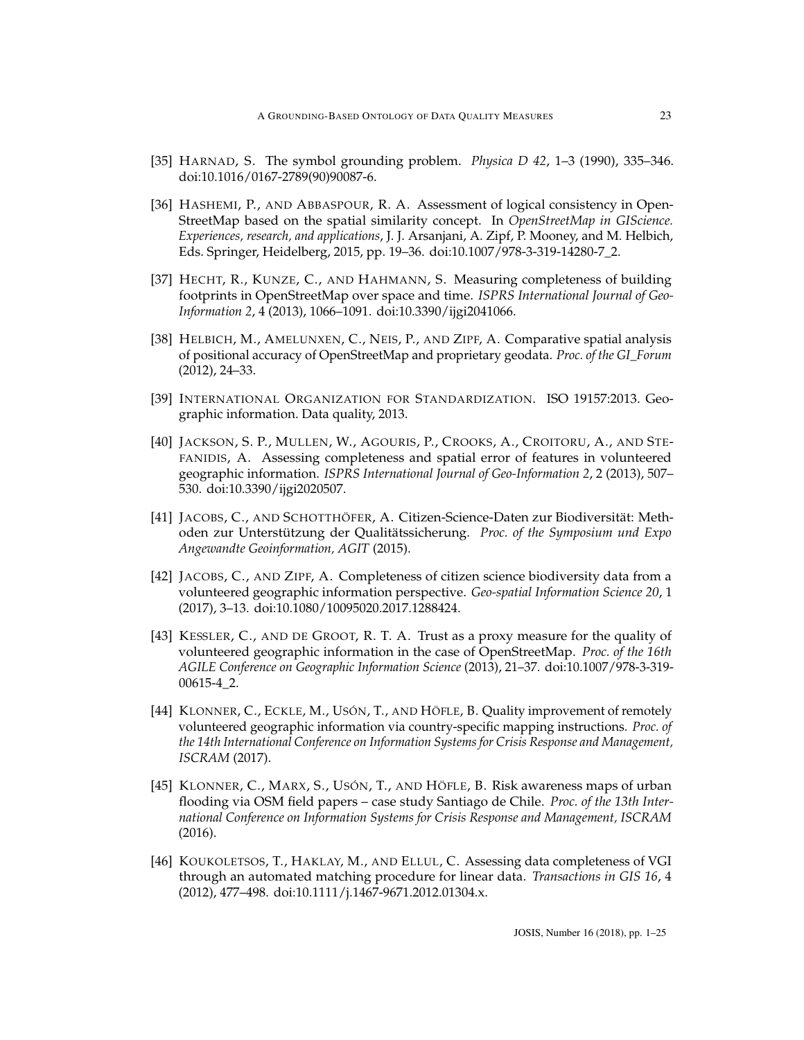[35] Harnad, S. The symbol grounding problem. *Physica D 42*, 1–3 (1990), 335–346. doi:10.1016/0167-2789(90)90087-6.

[36] Hashemi, P., and Abbaspour, R. A. Assessment of logical consistency in OpenStreetMap based on the spatial similarity concept. In *OpenStreetMap in GIScience. Experiences, research, and applications*, J. J. Arsanjani, A. Zipf, P. Mooney, and M. Helbich, Eds. Springer, Heidelberg, 2015, pp. 19–36. doi:10.1007/978-3-319-14280-7_2.

[37] Hecht, R., Kunze, C., and Hahmann, S. Measuring completeness of building footprints in OpenStreetMap over space and time. *ISPRS International Journal of Geo-Information 2*, 4 (2013), 1066–1091. doi:10.3390/ijgi2041066.

[38] Helbich, M., Amelunxen, C., Neis, P., and Zipf, A. Comparative spatial analysis of positional accuracy of OpenStreetMap and proprietary geodata. *Proc. of the GI_Forum* (2012), 24–33.

[39] International Organization for Standardization. ISO 19157:2013. Geographic information. Data quality, 2013.

[40] Jackson, S. P., Mullen, W., Agouris, P., Crooks, A., Croitoru, A., and Stefanidis, A. Assessing completeness and spatial error of features in volunteered geographic information. *ISPRS International Journal of Geo-Information 2*, 2 (2013), 507–530. doi:10.3390/ijgi2020507.

[41] Jacobs, C., and Schotthöfer, A. Citizen-Science-Daten zur Biodiversität: Methoden zur Unterstützung der Qualitätssicherung. *Proc. of the Symposium und Expo Angewandte Geoinformation, AGIT* (2015).

[42] Jacobs, C., and Zipf, A. Completeness of citizen science biodiversity data from a volunteered geographic information perspective. *Geo-spatial Information Science 20*, 1 (2017), 3–13. doi:10.1080/10095020.2017.1288424.

[43] Kessler, C., and de Groot, R. T. A. Trust as a proxy measure for the quality of volunteered geographic information in the case of OpenStreetMap. *Proc. of the 16th AGILE Conference on Geographic Information Science* (2013), 21–37. doi:10.1007/978-3-319-00615-4_2.

[44] Klonner, C., Eckle, M., Usón, T., and Höfle, B. Quality improvement of remotely volunteered geographic information via country-specific mapping instructions. *Proc. of the 14th International Conference on Information Systems for Crisis Response and Management, ISCRAM* (2017).

[45] Klonner, C., Marx, S., Usón, T., and Höfle, B. Risk awareness maps of urban flooding via OSM field papers – case study Santiago de Chile. *Proc. of the 13th International Conference on Information Systems for Crisis Response and Management, ISCRAM* (2016).

[46] Koukoletsos, T., Haklay, M., and Ellul, C. Assessing data completeness of VGI through an automated matching procedure for linear data. *Transactions in GIS 16*, 4 (2012), 477–498. doi:10.1111/j.1467-9671.2012.01304.x.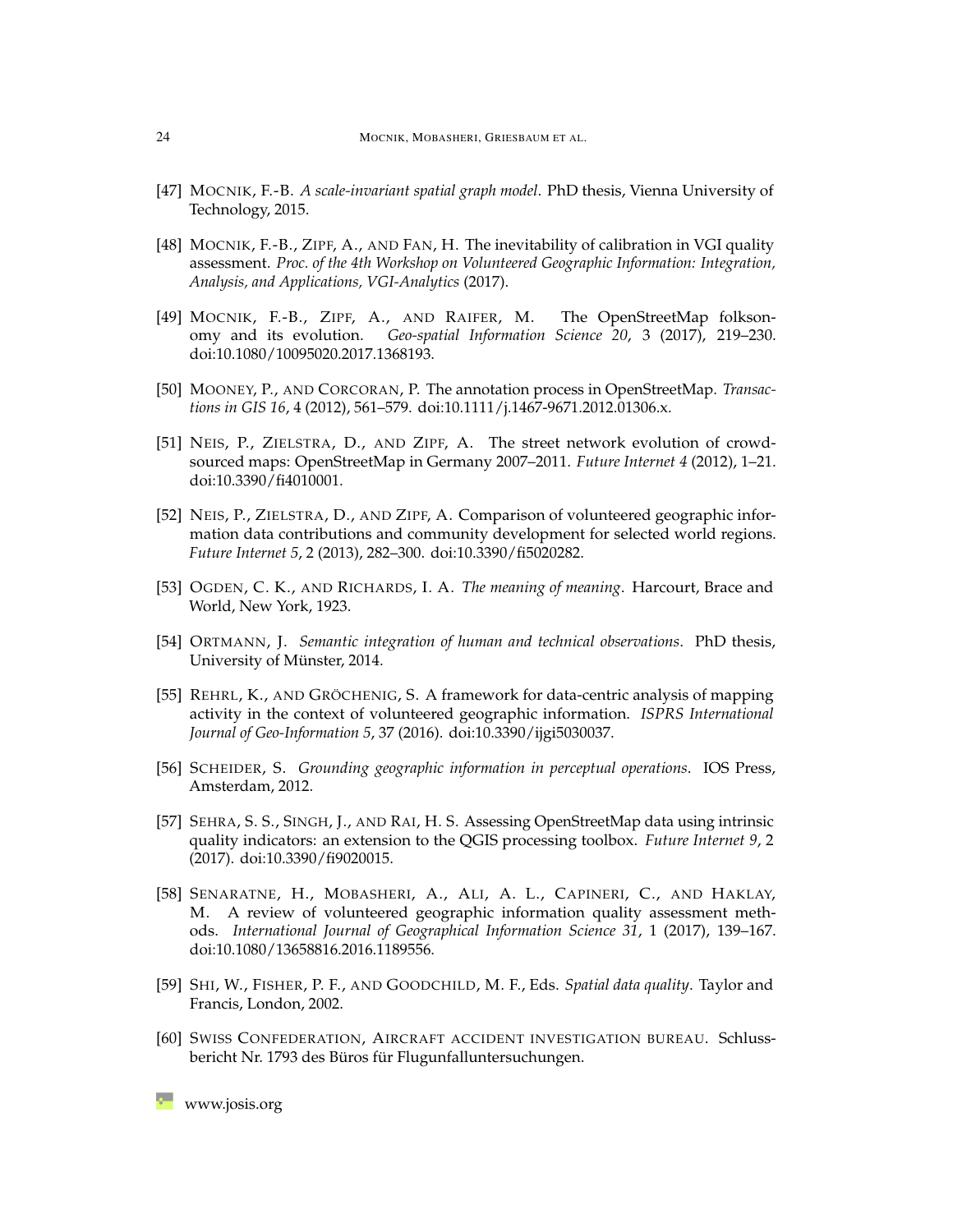[47] Mocnik, F.-B. *A scale-invariant spatial graph model*. PhD thesis, Vienna University of Technology, 2015.

[48] Mocnik, F.-B., Zipf, A., and Fan, H. The inevitability of calibration in VGI quality assessment. *Proc. of the 4th Workshop on Volunteered Geographic Information: Integration, Analysis, and Applications, VGI-Analytics* (2017).

[49] Mocnik, F.-B., Zipf, A., and Raifer, M. The OpenStreetMap folksonomy and its evolution. *Geo-spatial Information Science 20*, 3 (2017), 219–230. doi:10.1080/10095020.2017.1368193.

[50] Mooney, P., and Corcoran, P. The annotation process in OpenStreetMap. *Transactions in GIS 16*, 4 (2012), 561–579. doi:10.1111/j.1467-9671.2012.01306.x.

[51] Neis, P., Zielstra, D., and Zipf, A. The street network evolution of crowdsourced maps: OpenStreetMap in Germany 2007–2011. *Future Internet 4* (2012), 1–21. doi:10.3390/fi4010001.

[52] Neis, P., Zielstra, D., and Zipf, A. Comparison of volunteered geographic information data contributions and community development for selected world regions. *Future Internet 5*, 2 (2013), 282–300. doi:10.3390/fi5020282.

[53] Ogden, C. K., and Richards, I. A. *The meaning of meaning*. Harcourt, Brace and World, New York, 1923.

[54] Ortmann, J. *Semantic integration of human and technical observations*. PhD thesis, University of Münster, 2014.

[55] Rehrl, K., and Gröchenig, S. A framework for data-centric analysis of mapping activity in the context of volunteered geographic information. *ISPRS International Journal of Geo-Information 5*, 37 (2016). doi:10.3390/ijgi5030037.

[56] Scheider, S. *Grounding geographic information in perceptual operations*. IOS Press, Amsterdam, 2012.

[57] Sehra, S. S., Singh, J., and Rai, H. S. Assessing OpenStreetMap data using intrinsic quality indicators: an extension to the QGIS processing toolbox. *Future Internet 9*, 2 (2017). doi:10.3390/fi9020015.

[58] Senaratne, H., Mobasheri, A., Ali, A. L., Capineri, C., and Haklay, M. A review of volunteered geographic information quality assessment methods. *International Journal of Geographical Information Science 31*, 1 (2017), 139–167. doi:10.1080/13658816.2016.1189556.

[59] Shi, W., Fisher, P. F., and Goodchild, M. F., Eds. *Spatial data quality*. Taylor and Francis, London, 2002.

[60] Swiss Confederation, Aircraft accident investigation bureau. Schlussbericht Nr. 1793 des Büros für Flugunfalluntersuchungen.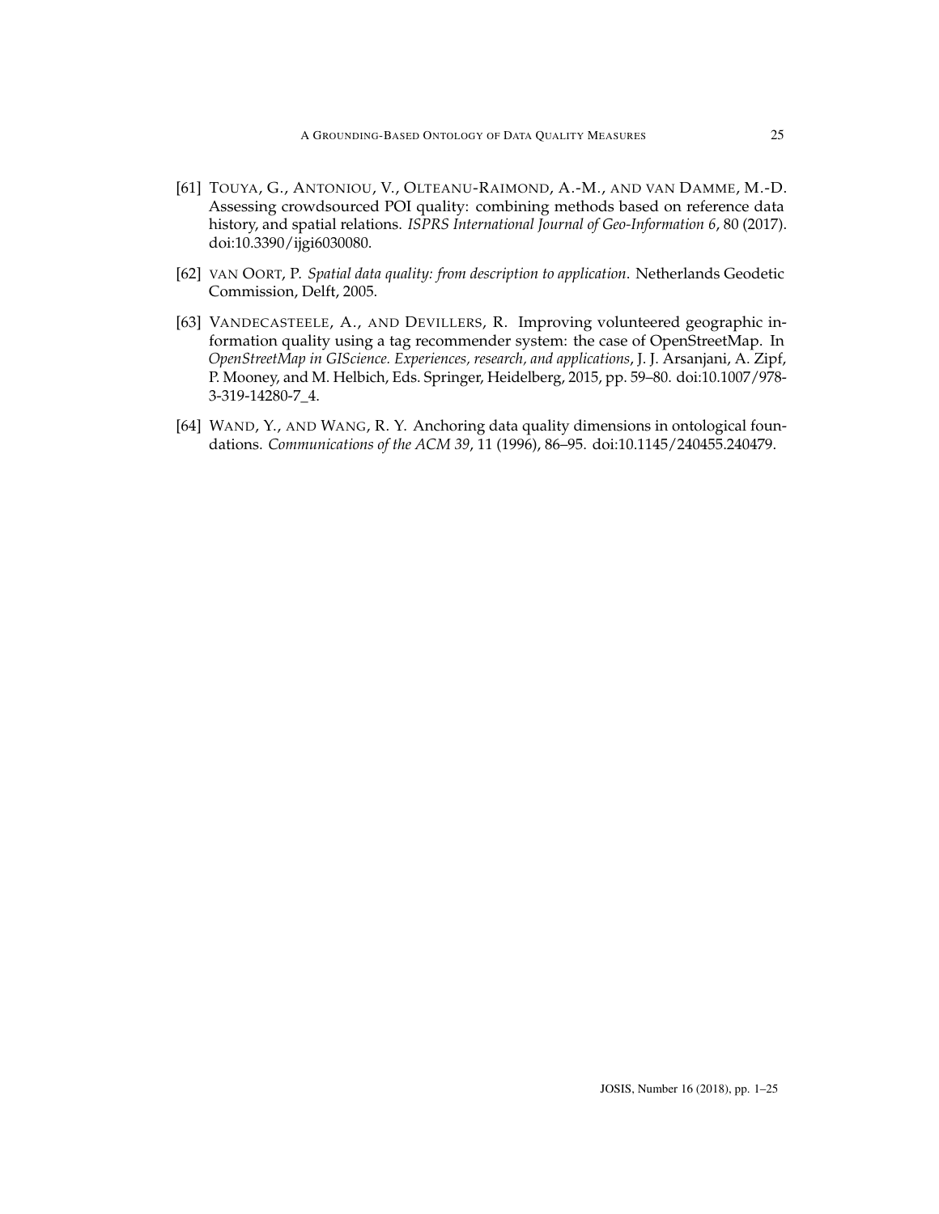[61] TOUYA, G., ANTONIOU, V., OLTEANU-RAIMOND, A.-M., AND VAN DAMME, M.-D. Assessing crowdsourced POI quality: combining methods based on reference data history, and spatial relations. *ISPRS International Journal of Geo-Information 6*, 80 (2017). doi:10.3390/ijgi6030080.

[62] VAN OORT, P. *Spatial data quality: from description to application*. Netherlands Geodetic Commission, Delft, 2005.

[63] VANDECASTEELE, A., AND DEVILLERS, R. Improving volunteered geographic information quality using a tag recommender system: the case of OpenStreetMap. In *OpenStreetMap in GIScience. Experiences, research, and applications*, J. J. Arsanjani, A. Zipf, P. Mooney, and M. Helbich, Eds. Springer, Heidelberg, 2015, pp. 59–80. doi:10.1007/978-3-319-14280-7_4.

[64] WAND, Y., AND WANG, R. Y. Anchoring data quality dimensions in ontological foundations. *Communications of the ACM 39*, 11 (1996), 86–95. doi:10.1145/240455.240479.